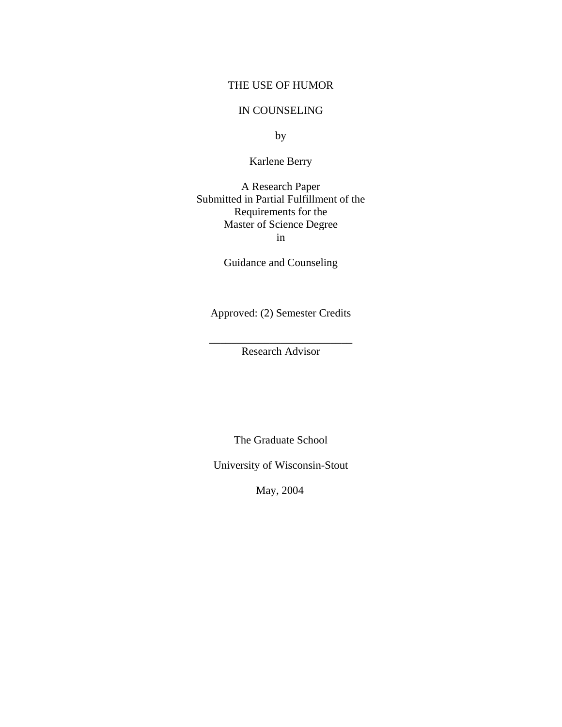# THE USE OF HUMOR

# IN COUNSELING

by

Karlene Berry

A Research Paper
Submitted in Partial Fulfillment of the
Requirements for the
Master of Science Degree
in

Guidance and Counseling

Approved: (2) Semester Credits

___________________________
Research Advisor

The Graduate School

University of Wisconsin-Stout

May, 2004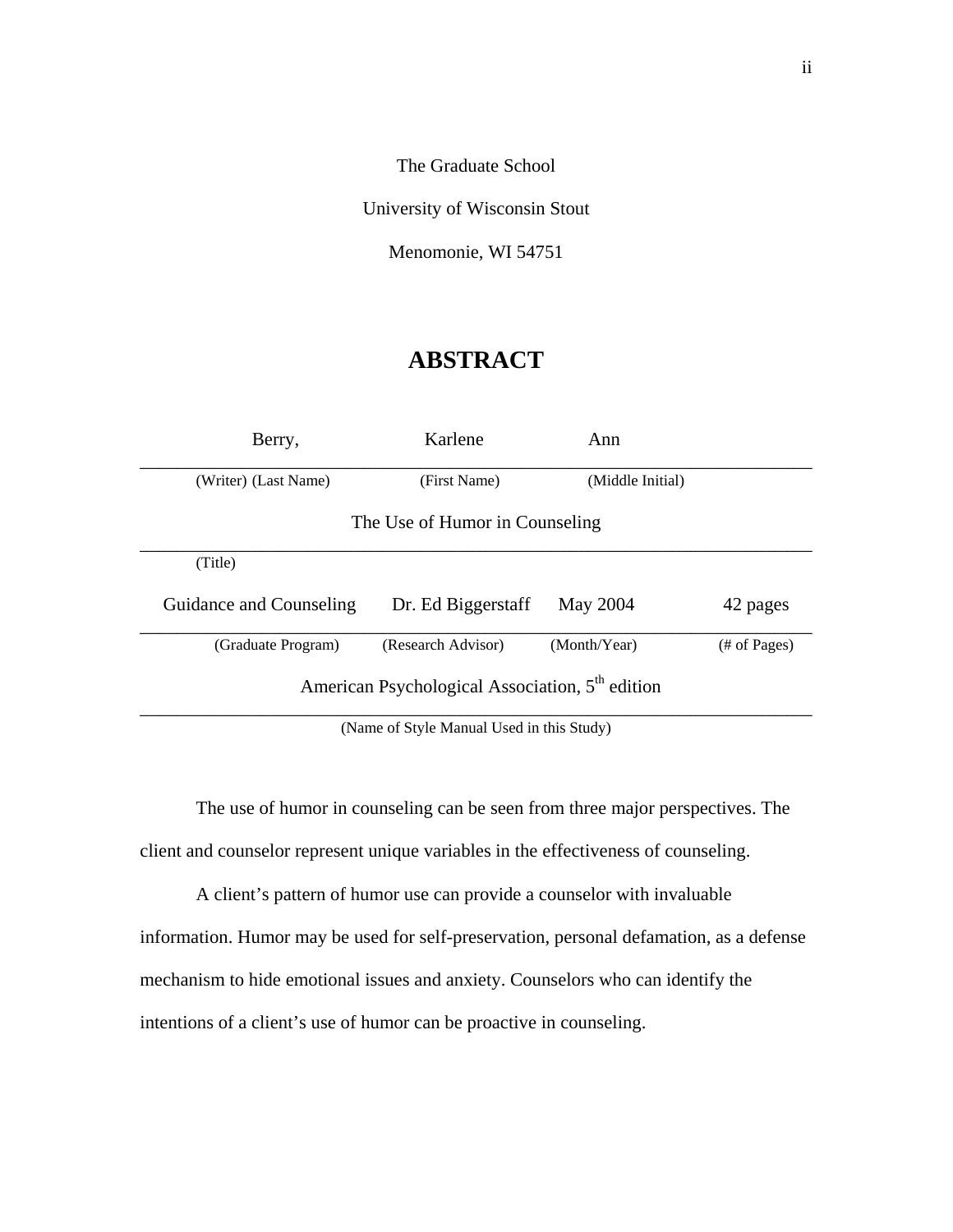The Graduate School

University of Wisconsin Stout

Menomonie, WI 54751

# ABSTRACT

| Berry, | Karlene | Ann | |
|---|---|---|---|
| (Writer) (Last Name) | (First Name) | (Middle Initial) | |

The Use of Humor in Counseling

(Title)

| Guidance and Counseling | Dr. Ed Biggerstaff | May 2004 | 42 pages |
|---|---|---|---|
| (Graduate Program) | (Research Advisor) | (Month/Year) | (# of Pages) |

American Psychological Association, 5th edition

(Name of Style Manual Used in this Study)

The use of humor in counseling can be seen from three major perspectives. The client and counselor represent unique variables in the effectiveness of counseling.

A client's pattern of humor use can provide a counselor with invaluable information. Humor may be used for self-preservation, personal defamation, as a defense mechanism to hide emotional issues and anxiety. Counselors who can identify the intentions of a client's use of humor can be proactive in counseling.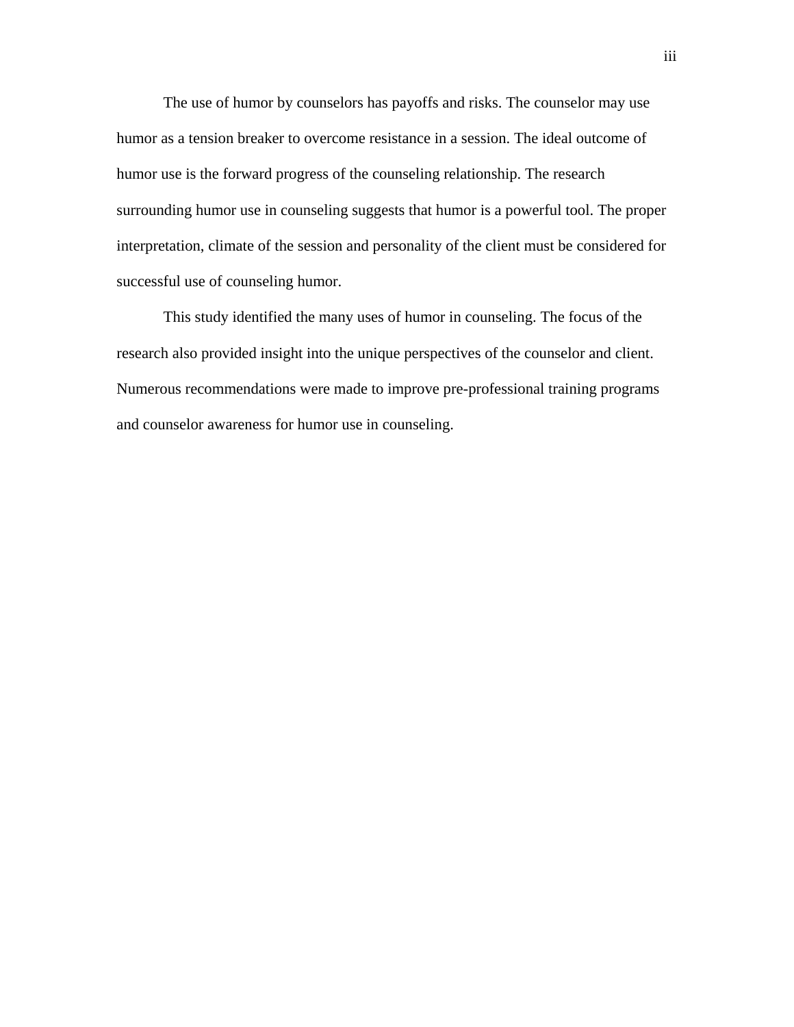The use of humor by counselors has payoffs and risks. The counselor may use humor as a tension breaker to overcome resistance in a session. The ideal outcome of humor use is the forward progress of the counseling relationship. The research surrounding humor use in counseling suggests that humor is a powerful tool. The proper interpretation, climate of the session and personality of the client must be considered for successful use of counseling humor.

This study identified the many uses of humor in counseling. The focus of the research also provided insight into the unique perspectives of the counselor and client. Numerous recommendations were made to improve pre-professional training programs and counselor awareness for humor use in counseling.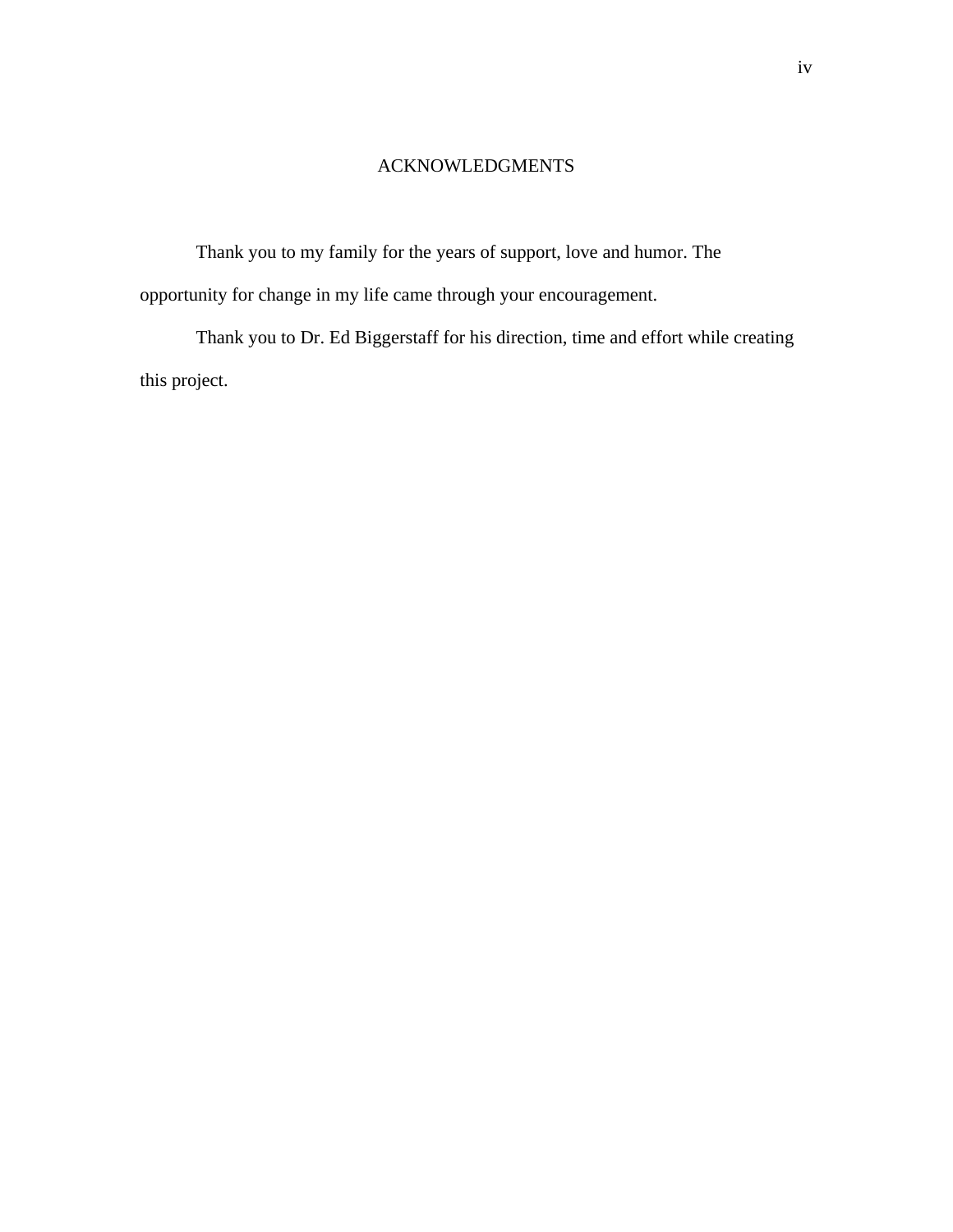# ACKNOWLEDGMENTS

Thank you to my family for the years of support, love and humor. The opportunity for change in my life came through your encouragement.

Thank you to Dr. Ed Biggerstaff for his direction, time and effort while creating this project.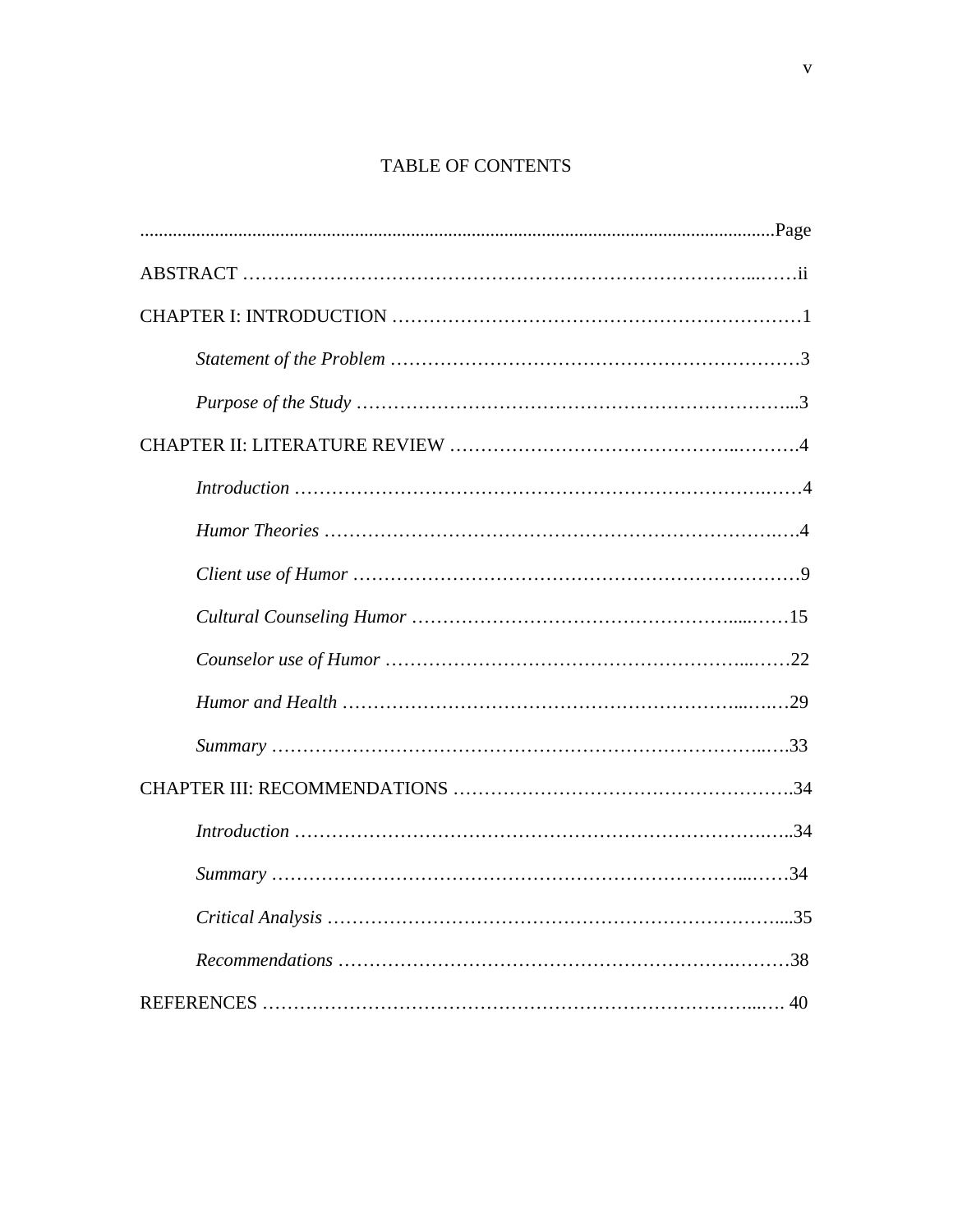# TABLE OF CONTENTS

| | Page |
|---|---|
| ABSTRACT | ii |
| CHAPTER I: INTRODUCTION | 1 |
| *Statement of the Problem* | 3 |
| *Purpose of the Study* | 3 |
| CHAPTER II: LITERATURE REVIEW | 4 |
| *Introduction* | 4 |
| *Humor Theories* | 4 |
| *Client use of Humor* | 9 |
| *Cultural Counseling Humor* | 15 |
| *Counselor use of Humor* | 22 |
| *Humor and Health* | 29 |
| *Summary* | 33 |
| CHAPTER III: RECOMMENDATIONS | 34 |
| *Introduction* | 34 |
| *Summary* | 34 |
| *Critical Analysis* | 35 |
| *Recommendations* | 38 |
| REFERENCES | 40 |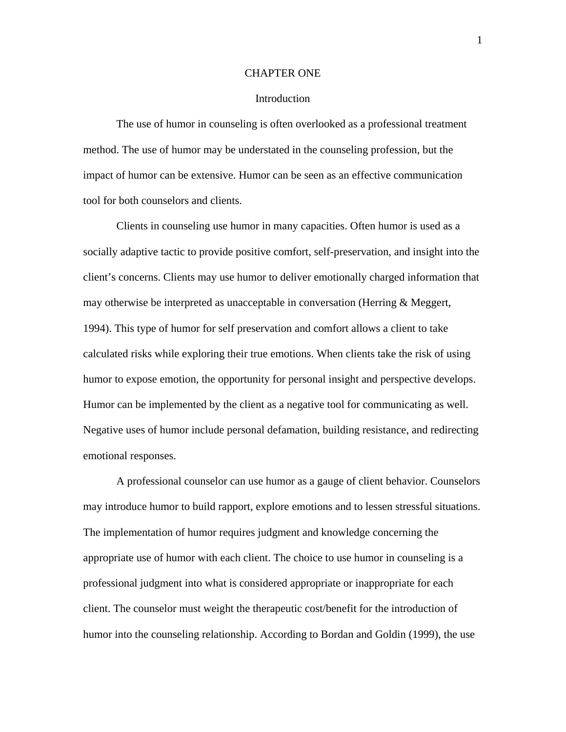# CHAPTER ONE

## Introduction

The use of humor in counseling is often overlooked as a professional treatment method. The use of humor may be understated in the counseling profession, but the impact of humor can be extensive. Humor can be seen as an effective communication tool for both counselors and clients.

Clients in counseling use humor in many capacities. Often humor is used as a socially adaptive tactic to provide positive comfort, self-preservation, and insight into the client's concerns. Clients may use humor to deliver emotionally charged information that may otherwise be interpreted as unacceptable in conversation (Herring & Meggert, 1994). This type of humor for self preservation and comfort allows a client to take calculated risks while exploring their true emotions. When clients take the risk of using humor to expose emotion, the opportunity for personal insight and perspective develops. Humor can be implemented by the client as a negative tool for communicating as well. Negative uses of humor include personal defamation, building resistance, and redirecting emotional responses.

A professional counselor can use humor as a gauge of client behavior. Counselors may introduce humor to build rapport, explore emotions and to lessen stressful situations. The implementation of humor requires judgment and knowledge concerning the appropriate use of humor with each client. The choice to use humor in counseling is a professional judgment into what is considered appropriate or inappropriate for each client. The counselor must weight the therapeutic cost/benefit for the introduction of humor into the counseling relationship. According to Bordan and Goldin (1999), the use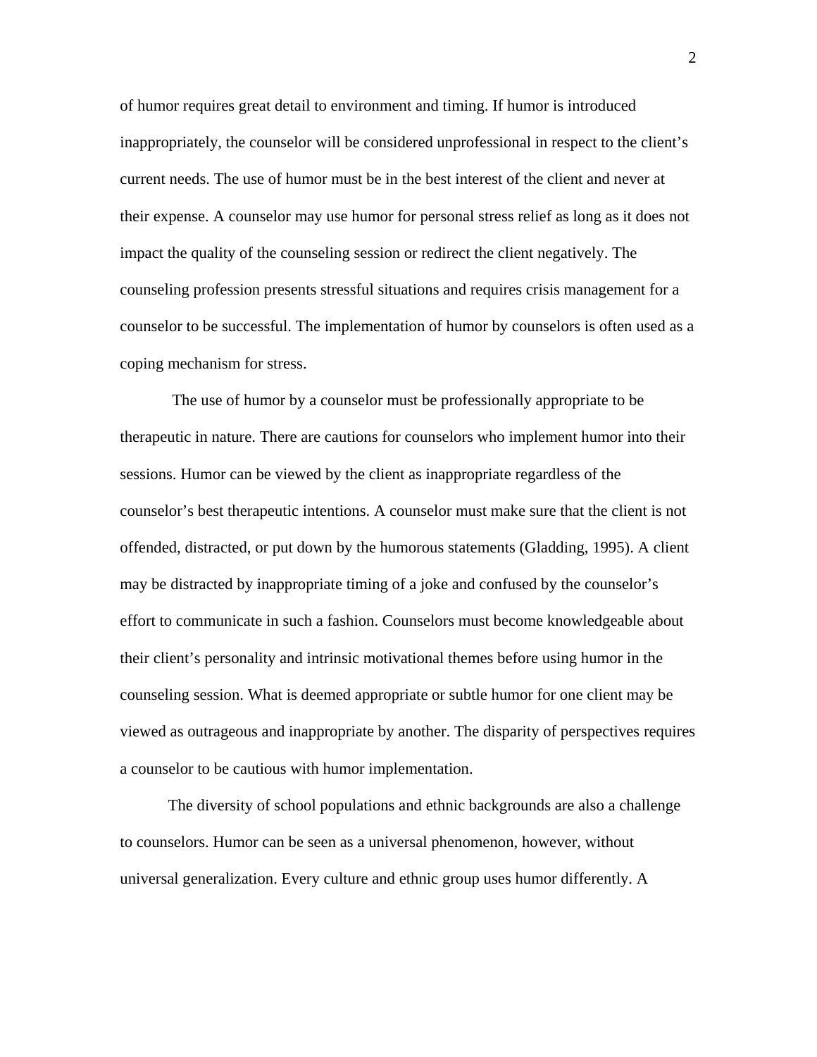of humor requires great detail to environment and timing. If humor is introduced inappropriately, the counselor will be considered unprofessional in respect to the client's current needs. The use of humor must be in the best interest of the client and never at their expense. A counselor may use humor for personal stress relief as long as it does not impact the quality of the counseling session or redirect the client negatively. The counseling profession presents stressful situations and requires crisis management for a counselor to be successful. The implementation of humor by counselors is often used as a coping mechanism for stress.

The use of humor by a counselor must be professionally appropriate to be therapeutic in nature. There are cautions for counselors who implement humor into their sessions. Humor can be viewed by the client as inappropriate regardless of the counselor's best therapeutic intentions. A counselor must make sure that the client is not offended, distracted, or put down by the humorous statements (Gladding, 1995). A client may be distracted by inappropriate timing of a joke and confused by the counselor's effort to communicate in such a fashion. Counselors must become knowledgeable about their client's personality and intrinsic motivational themes before using humor in the counseling session. What is deemed appropriate or subtle humor for one client may be viewed as outrageous and inappropriate by another. The disparity of perspectives requires a counselor to be cautious with humor implementation.

The diversity of school populations and ethnic backgrounds are also a challenge to counselors. Humor can be seen as a universal phenomenon, however, without universal generalization. Every culture and ethnic group uses humor differently. A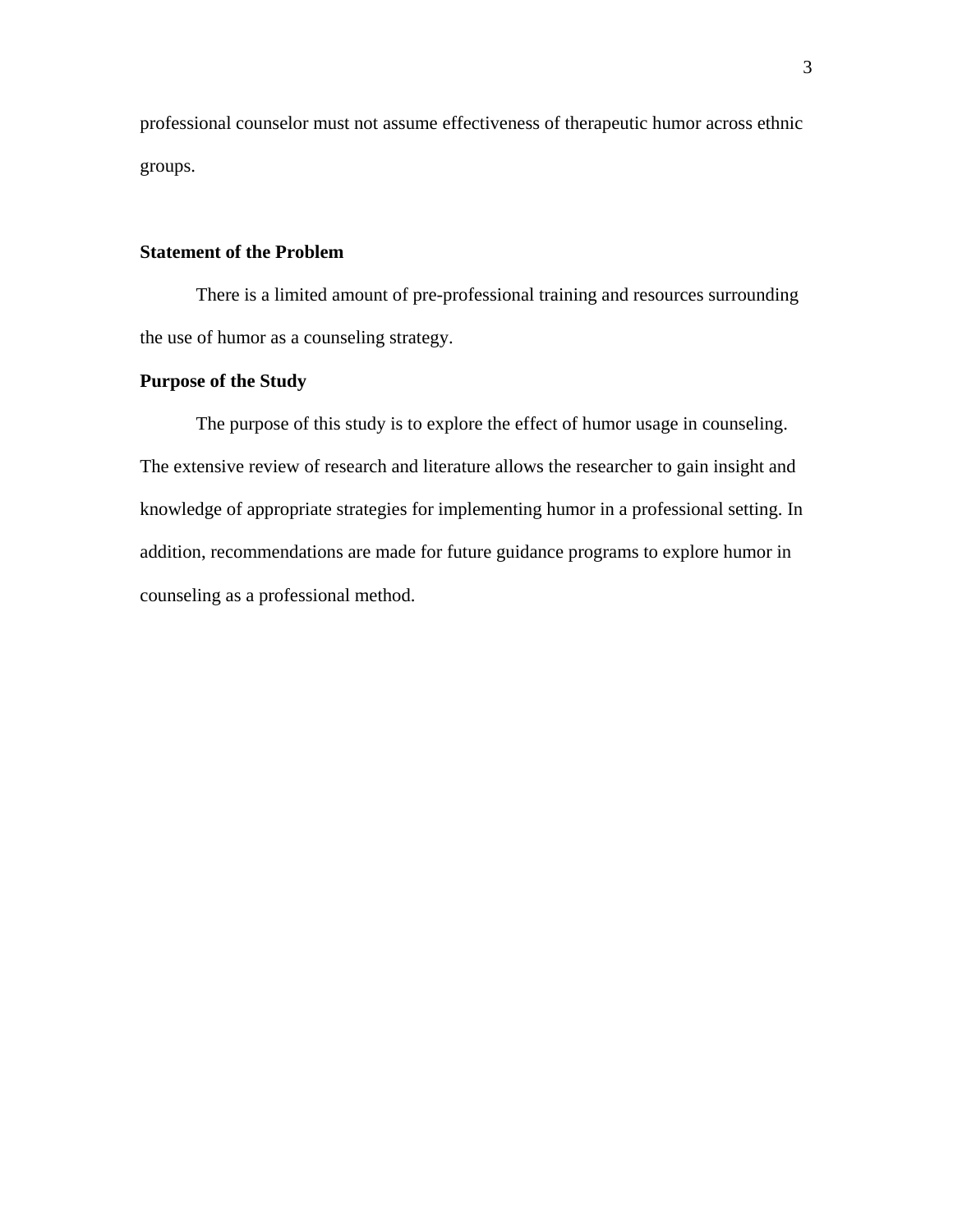professional counselor must not assume effectiveness of therapeutic humor across ethnic groups.

**Statement of the Problem**

There is a limited amount of pre-professional training and resources surrounding the use of humor as a counseling strategy.

**Purpose of the Study**

The purpose of this study is to explore the effect of humor usage in counseling. The extensive review of research and literature allows the researcher to gain insight and knowledge of appropriate strategies for implementing humor in a professional setting. In addition, recommendations are made for future guidance programs to explore humor in counseling as a professional method.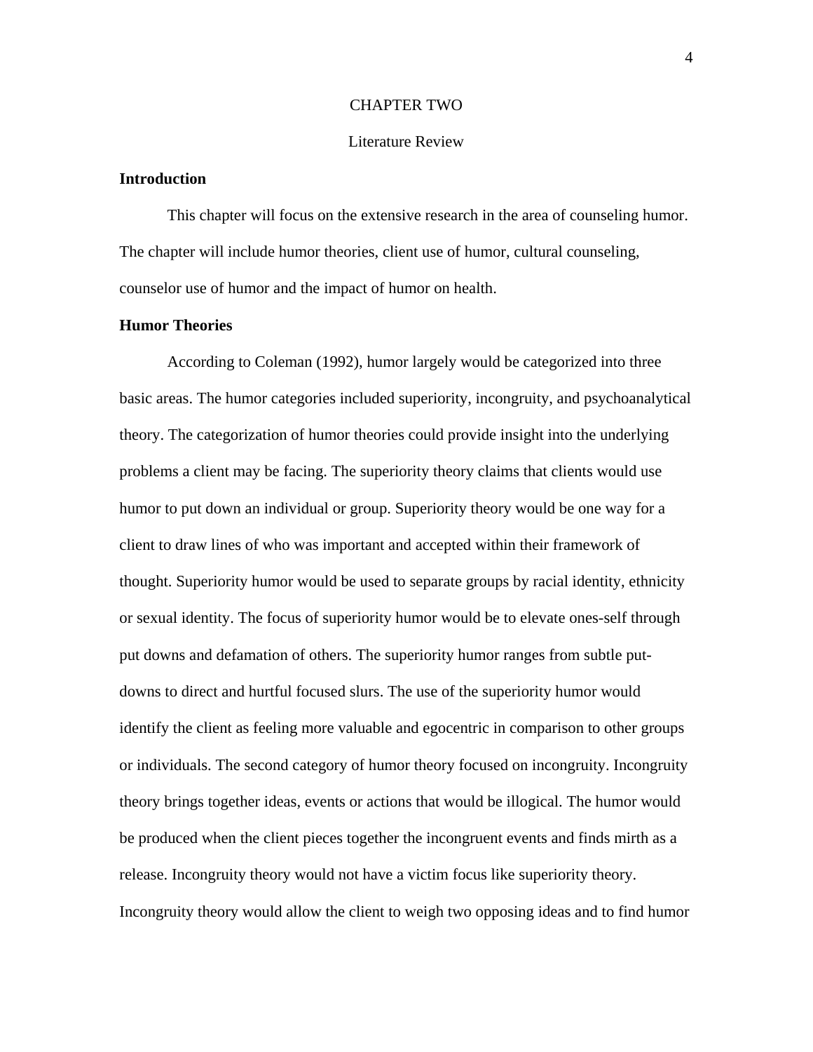# CHAPTER TWO

## Literature Review

### Introduction

This chapter will focus on the extensive research in the area of counseling humor. The chapter will include humor theories, client use of humor, cultural counseling, counselor use of humor and the impact of humor on health.

### Humor Theories

According to Coleman (1992), humor largely would be categorized into three basic areas. The humor categories included superiority, incongruity, and psychoanalytical theory. The categorization of humor theories could provide insight into the underlying problems a client may be facing. The superiority theory claims that clients would use humor to put down an individual or group. Superiority theory would be one way for a client to draw lines of who was important and accepted within their framework of thought. Superiority humor would be used to separate groups by racial identity, ethnicity or sexual identity. The focus of superiority humor would be to elevate ones-self through put downs and defamation of others. The superiority humor ranges from subtle put-downs to direct and hurtful focused slurs. The use of the superiority humor would identify the client as feeling more valuable and egocentric in comparison to other groups or individuals. The second category of humor theory focused on incongruity. Incongruity theory brings together ideas, events or actions that would be illogical. The humor would be produced when the client pieces together the incongruent events and finds mirth as a release. Incongruity theory would not have a victim focus like superiority theory. Incongruity theory would allow the client to weigh two opposing ideas and to find humor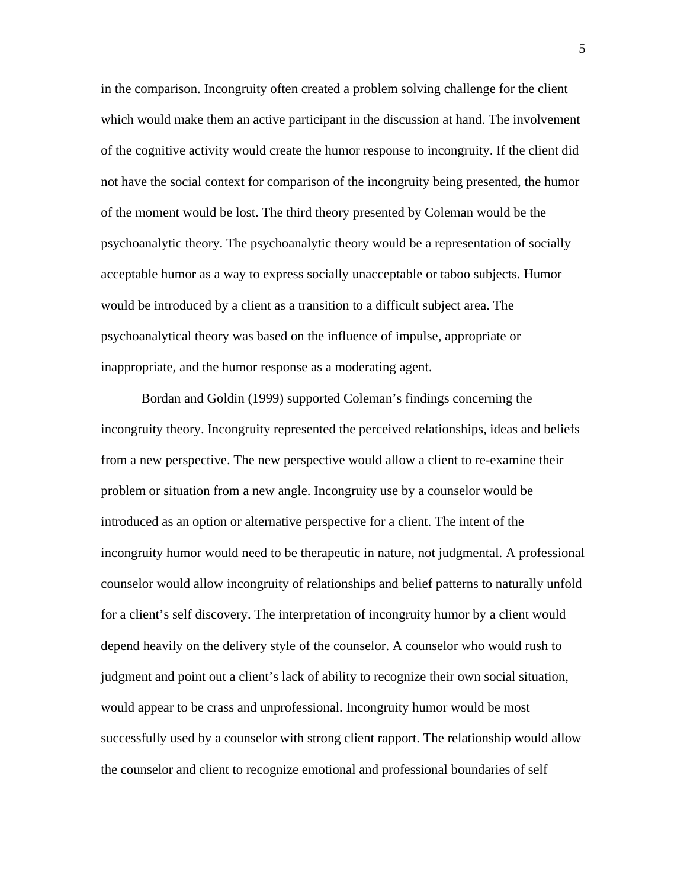in the comparison. Incongruity often created a problem solving challenge for the client which would make them an active participant in the discussion at hand. The involvement of the cognitive activity would create the humor response to incongruity. If the client did not have the social context for comparison of the incongruity being presented, the humor of the moment would be lost. The third theory presented by Coleman would be the psychoanalytic theory. The psychoanalytic theory would be a representation of socially acceptable humor as a way to express socially unacceptable or taboo subjects. Humor would be introduced by a client as a transition to a difficult subject area. The psychoanalytical theory was based on the influence of impulse, appropriate or inappropriate, and the humor response as a moderating agent.

Bordan and Goldin (1999) supported Coleman's findings concerning the incongruity theory. Incongruity represented the perceived relationships, ideas and beliefs from a new perspective. The new perspective would allow a client to re-examine their problem or situation from a new angle. Incongruity use by a counselor would be introduced as an option or alternative perspective for a client. The intent of the incongruity humor would need to be therapeutic in nature, not judgmental. A professional counselor would allow incongruity of relationships and belief patterns to naturally unfold for a client's self discovery. The interpretation of incongruity humor by a client would depend heavily on the delivery style of the counselor. A counselor who would rush to judgment and point out a client's lack of ability to recognize their own social situation, would appear to be crass and unprofessional. Incongruity humor would be most successfully used by a counselor with strong client rapport. The relationship would allow the counselor and client to recognize emotional and professional boundaries of self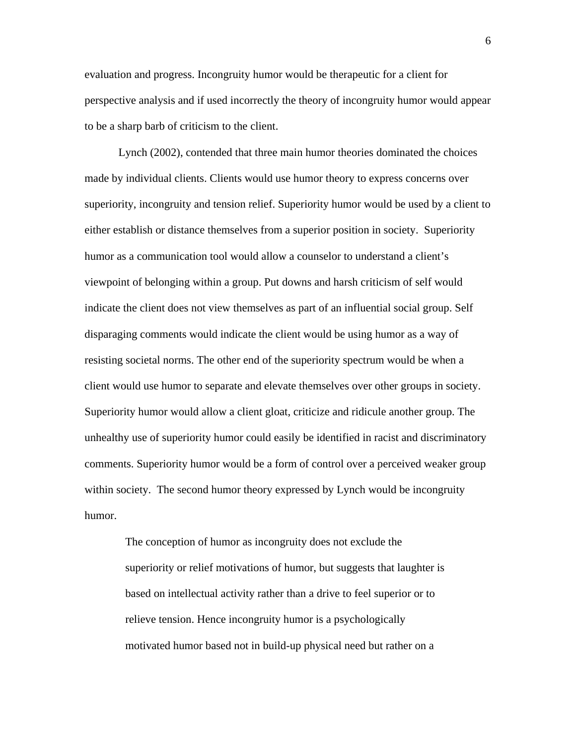evaluation and progress. Incongruity humor would be therapeutic for a client for perspective analysis and if used incorrectly the theory of incongruity humor would appear to be a sharp barb of criticism to the client.

Lynch (2002), contended that three main humor theories dominated the choices made by individual clients. Clients would use humor theory to express concerns over superiority, incongruity and tension relief. Superiority humor would be used by a client to either establish or distance themselves from a superior position in society. Superiority humor as a communication tool would allow a counselor to understand a client's viewpoint of belonging within a group. Put downs and harsh criticism of self would indicate the client does not view themselves as part of an influential social group. Self disparaging comments would indicate the client would be using humor as a way of resisting societal norms. The other end of the superiority spectrum would be when a client would use humor to separate and elevate themselves over other groups in society. Superiority humor would allow a client gloat, criticize and ridicule another group. The unhealthy use of superiority humor could easily be identified in racist and discriminatory comments. Superiority humor would be a form of control over a perceived weaker group within society. The second humor theory expressed by Lynch would be incongruity humor.

> The conception of humor as incongruity does not exclude the superiority or relief motivations of humor, but suggests that laughter is based on intellectual activity rather than a drive to feel superior or to relieve tension. Hence incongruity humor is a psychologically motivated humor based not in build-up physical need but rather on a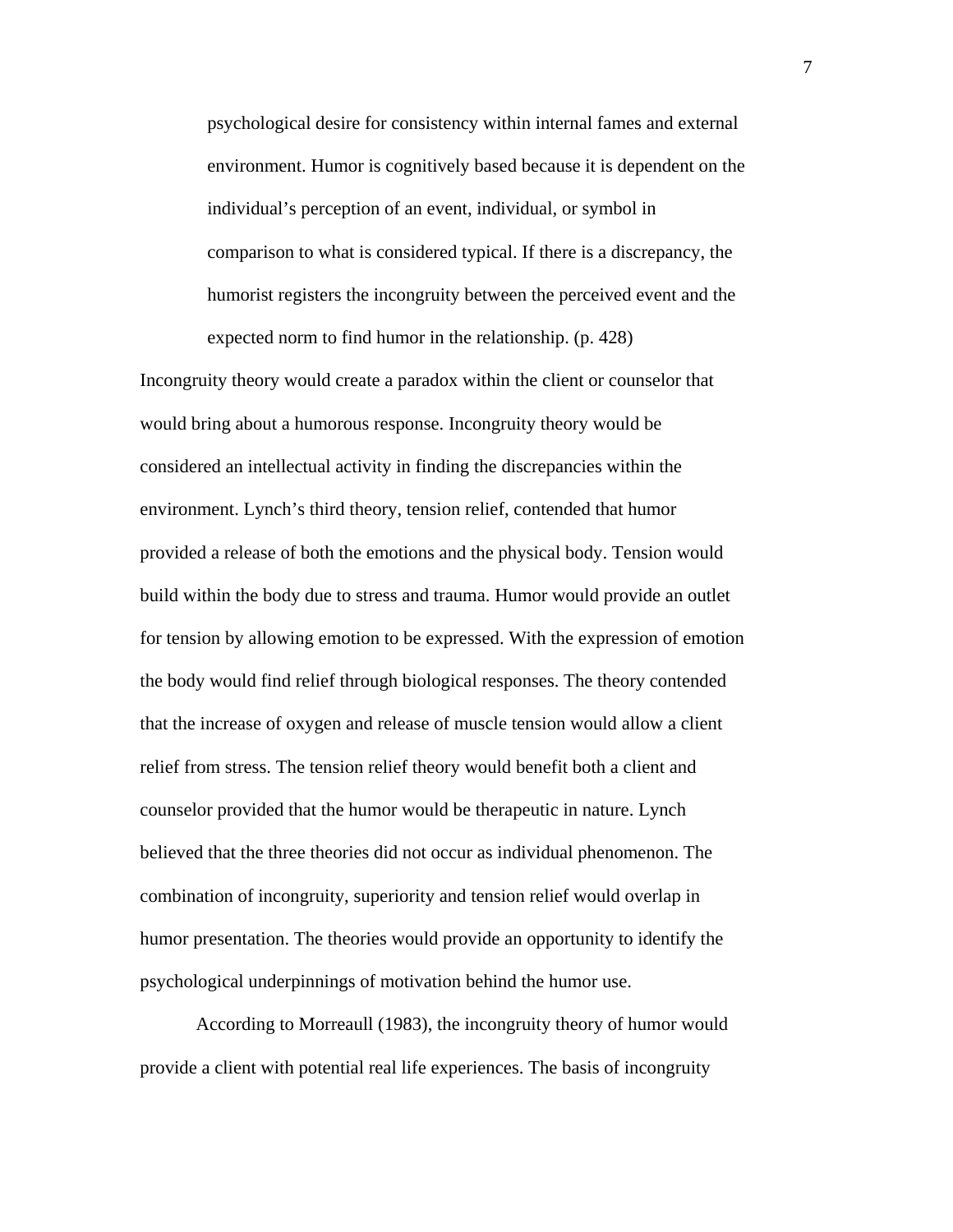> psychological desire for consistency within internal fames and external environment. Humor is cognitively based because it is dependent on the individual's perception of an event, individual, or symbol in comparison to what is considered typical. If there is a discrepancy, the humorist registers the incongruity between the perceived event and the expected norm to find humor in the relationship. (p. 428)

Incongruity theory would create a paradox within the client or counselor that would bring about a humorous response. Incongruity theory would be considered an intellectual activity in finding the discrepancies within the environment. Lynch's third theory, tension relief, contended that humor provided a release of both the emotions and the physical body. Tension would build within the body due to stress and trauma. Humor would provide an outlet for tension by allowing emotion to be expressed. With the expression of emotion the body would find relief through biological responses. The theory contended that the increase of oxygen and release of muscle tension would allow a client relief from stress. The tension relief theory would benefit both a client and counselor provided that the humor would be therapeutic in nature. Lynch believed that the three theories did not occur as individual phenomenon. The combination of incongruity, superiority and tension relief would overlap in humor presentation. The theories would provide an opportunity to identify the psychological underpinnings of motivation behind the humor use.

According to Morreaull (1983), the incongruity theory of humor would provide a client with potential real life experiences. The basis of incongruity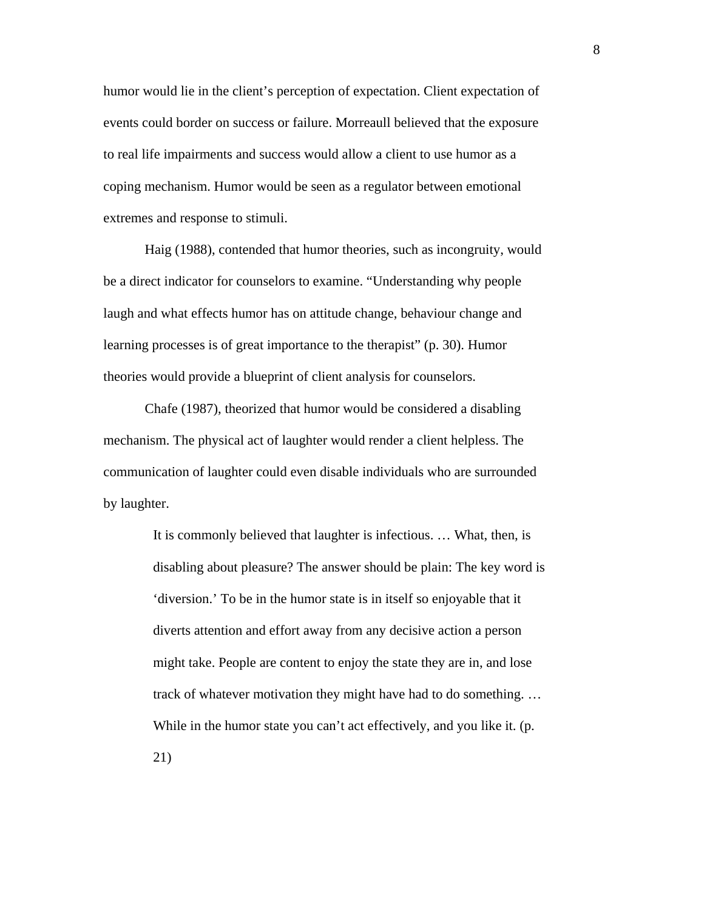humor would lie in the client's perception of expectation. Client expectation of events could border on success or failure. Morreaull believed that the exposure to real life impairments and success would allow a client to use humor as a coping mechanism. Humor would be seen as a regulator between emotional extremes and response to stimuli.

Haig (1988), contended that humor theories, such as incongruity, would be a direct indicator for counselors to examine. "Understanding why people laugh and what effects humor has on attitude change, behaviour change and learning processes is of great importance to the therapist" (p. 30). Humor theories would provide a blueprint of client analysis for counselors.

Chafe (1987), theorized that humor would be considered a disabling mechanism. The physical act of laughter would render a client helpless. The communication of laughter could even disable individuals who are surrounded by laughter.

> It is commonly believed that laughter is infectious. … What, then, is disabling about pleasure? The answer should be plain: The key word is 'diversion.' To be in the humor state is in itself so enjoyable that it diverts attention and effort away from any decisive action a person might take. People are content to enjoy the state they are in, and lose track of whatever motivation they might have had to do something. … While in the humor state you can't act effectively, and you like it. (p. 21)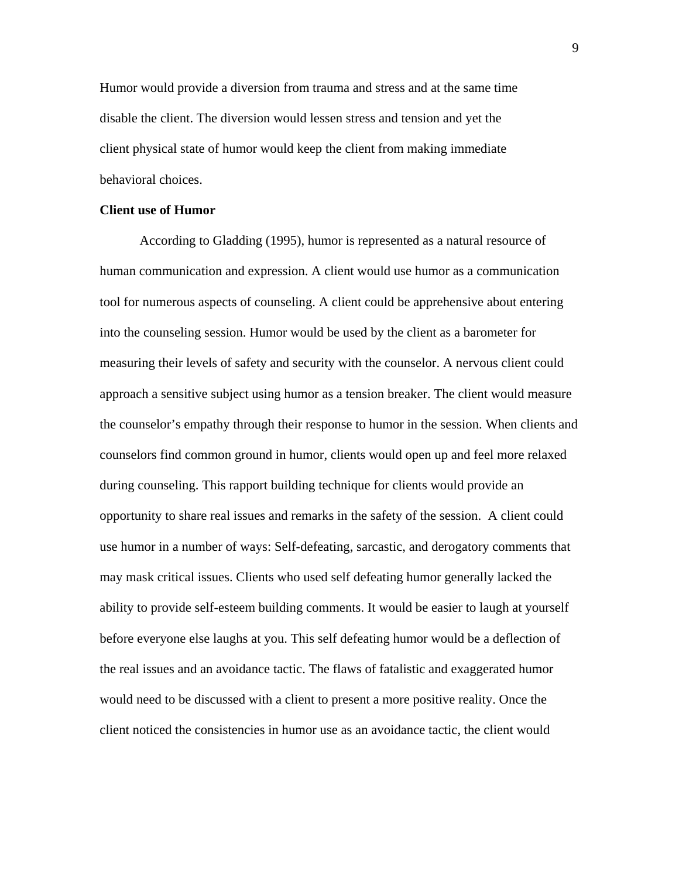Humor would provide a diversion from trauma and stress and at the same time disable the client. The diversion would lessen stress and tension and yet the client physical state of humor would keep the client from making immediate behavioral choices.

**Client use of Humor**

According to Gladding (1995), humor is represented as a natural resource of human communication and expression. A client would use humor as a communication tool for numerous aspects of counseling. A client could be apprehensive about entering into the counseling session. Humor would be used by the client as a barometer for measuring their levels of safety and security with the counselor. A nervous client could approach a sensitive subject using humor as a tension breaker. The client would measure the counselor's empathy through their response to humor in the session. When clients and counselors find common ground in humor, clients would open up and feel more relaxed during counseling. This rapport building technique for clients would provide an opportunity to share real issues and remarks in the safety of the session. A client could use humor in a number of ways: Self-defeating, sarcastic, and derogatory comments that may mask critical issues. Clients who used self defeating humor generally lacked the ability to provide self-esteem building comments. It would be easier to laugh at yourself before everyone else laughs at you. This self defeating humor would be a deflection of the real issues and an avoidance tactic. The flaws of fatalistic and exaggerated humor would need to be discussed with a client to present a more positive reality. Once the client noticed the consistencies in humor use as an avoidance tactic, the client would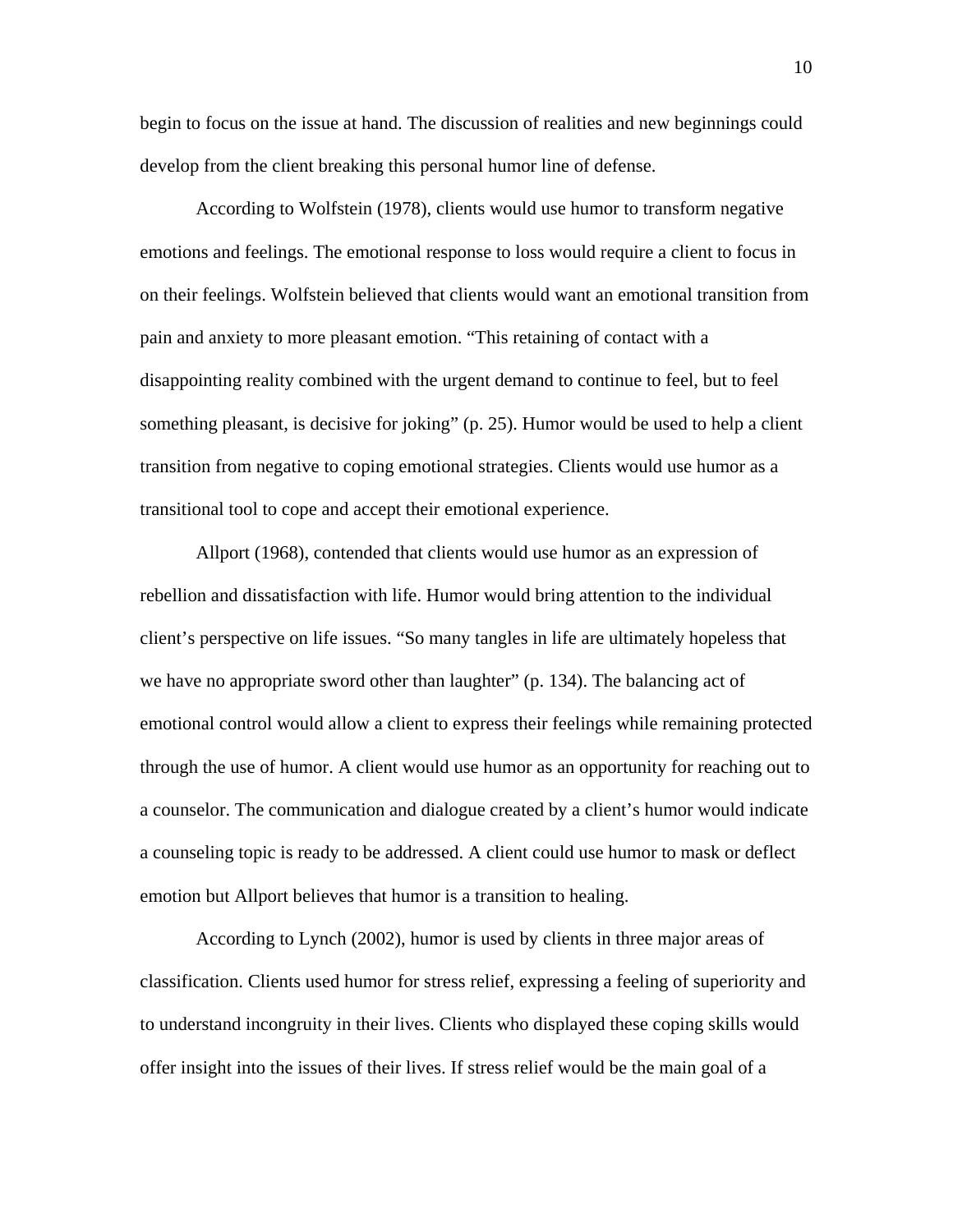begin to focus on the issue at hand. The discussion of realities and new beginnings could develop from the client breaking this personal humor line of defense.

According to Wolfstein (1978), clients would use humor to transform negative emotions and feelings. The emotional response to loss would require a client to focus in on their feelings. Wolfstein believed that clients would want an emotional transition from pain and anxiety to more pleasant emotion. "This retaining of contact with a disappointing reality combined with the urgent demand to continue to feel, but to feel something pleasant, is decisive for joking" (p. 25). Humor would be used to help a client transition from negative to coping emotional strategies. Clients would use humor as a transitional tool to cope and accept their emotional experience.

Allport (1968), contended that clients would use humor as an expression of rebellion and dissatisfaction with life. Humor would bring attention to the individual client's perspective on life issues. "So many tangles in life are ultimately hopeless that we have no appropriate sword other than laughter" (p. 134). The balancing act of emotional control would allow a client to express their feelings while remaining protected through the use of humor. A client would use humor as an opportunity for reaching out to a counselor. The communication and dialogue created by a client's humor would indicate a counseling topic is ready to be addressed. A client could use humor to mask or deflect emotion but Allport believes that humor is a transition to healing.

According to Lynch (2002), humor is used by clients in three major areas of classification. Clients used humor for stress relief, expressing a feeling of superiority and to understand incongruity in their lives. Clients who displayed these coping skills would offer insight into the issues of their lives. If stress relief would be the main goal of a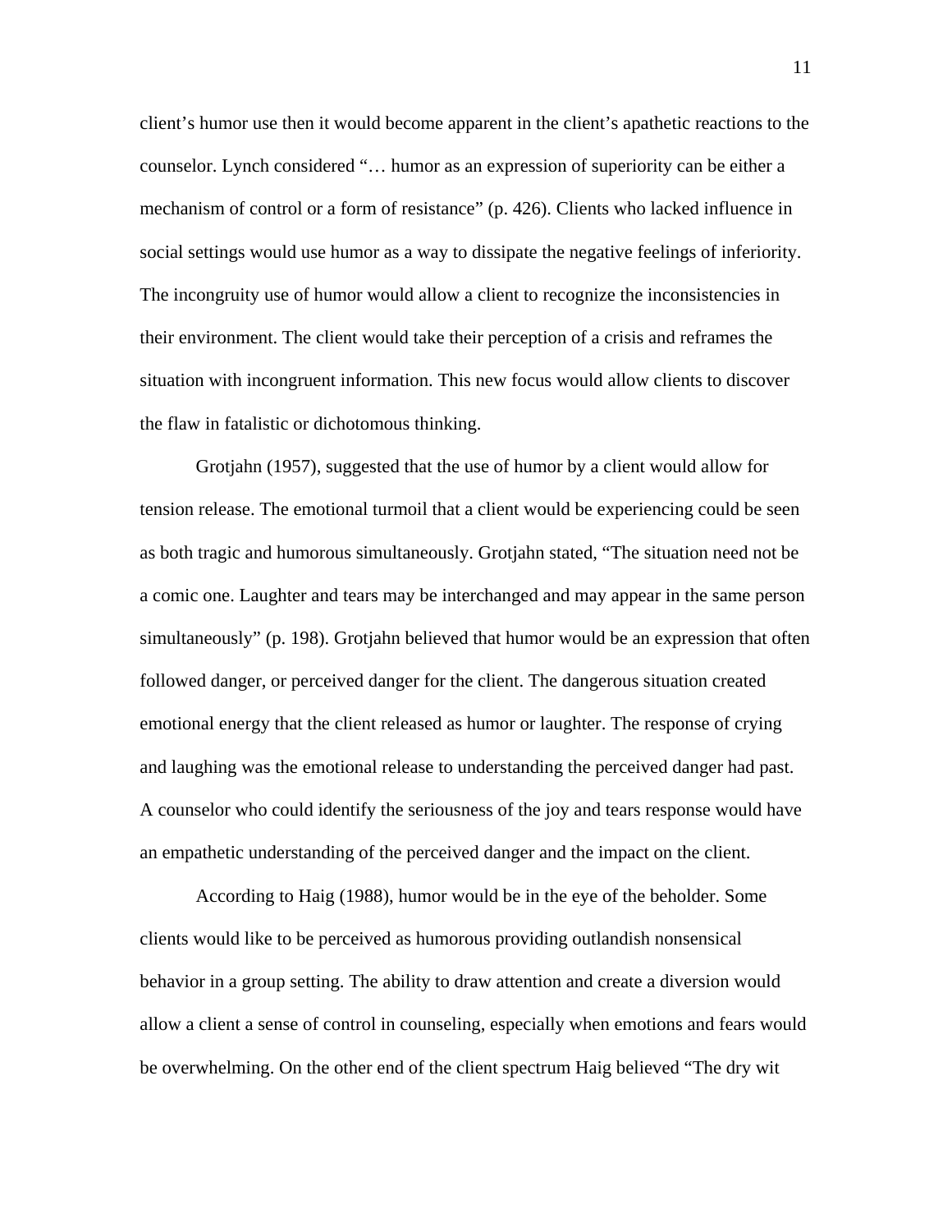client's humor use then it would become apparent in the client's apathetic reactions to the counselor. Lynch considered "… humor as an expression of superiority can be either a mechanism of control or a form of resistance" (p. 426). Clients who lacked influence in social settings would use humor as a way to dissipate the negative feelings of inferiority. The incongruity use of humor would allow a client to recognize the inconsistencies in their environment. The client would take their perception of a crisis and reframes the situation with incongruent information. This new focus would allow clients to discover the flaw in fatalistic or dichotomous thinking.

Grotjahn (1957), suggested that the use of humor by a client would allow for tension release. The emotional turmoil that a client would be experiencing could be seen as both tragic and humorous simultaneously. Grotjahn stated, "The situation need not be a comic one. Laughter and tears may be interchanged and may appear in the same person simultaneously" (p. 198). Grotjahn believed that humor would be an expression that often followed danger, or perceived danger for the client. The dangerous situation created emotional energy that the client released as humor or laughter. The response of crying and laughing was the emotional release to understanding the perceived danger had past. A counselor who could identify the seriousness of the joy and tears response would have an empathetic understanding of the perceived danger and the impact on the client.

According to Haig (1988), humor would be in the eye of the beholder. Some clients would like to be perceived as humorous providing outlandish nonsensical behavior in a group setting. The ability to draw attention and create a diversion would allow a client a sense of control in counseling, especially when emotions and fears would be overwhelming. On the other end of the client spectrum Haig believed "The dry wit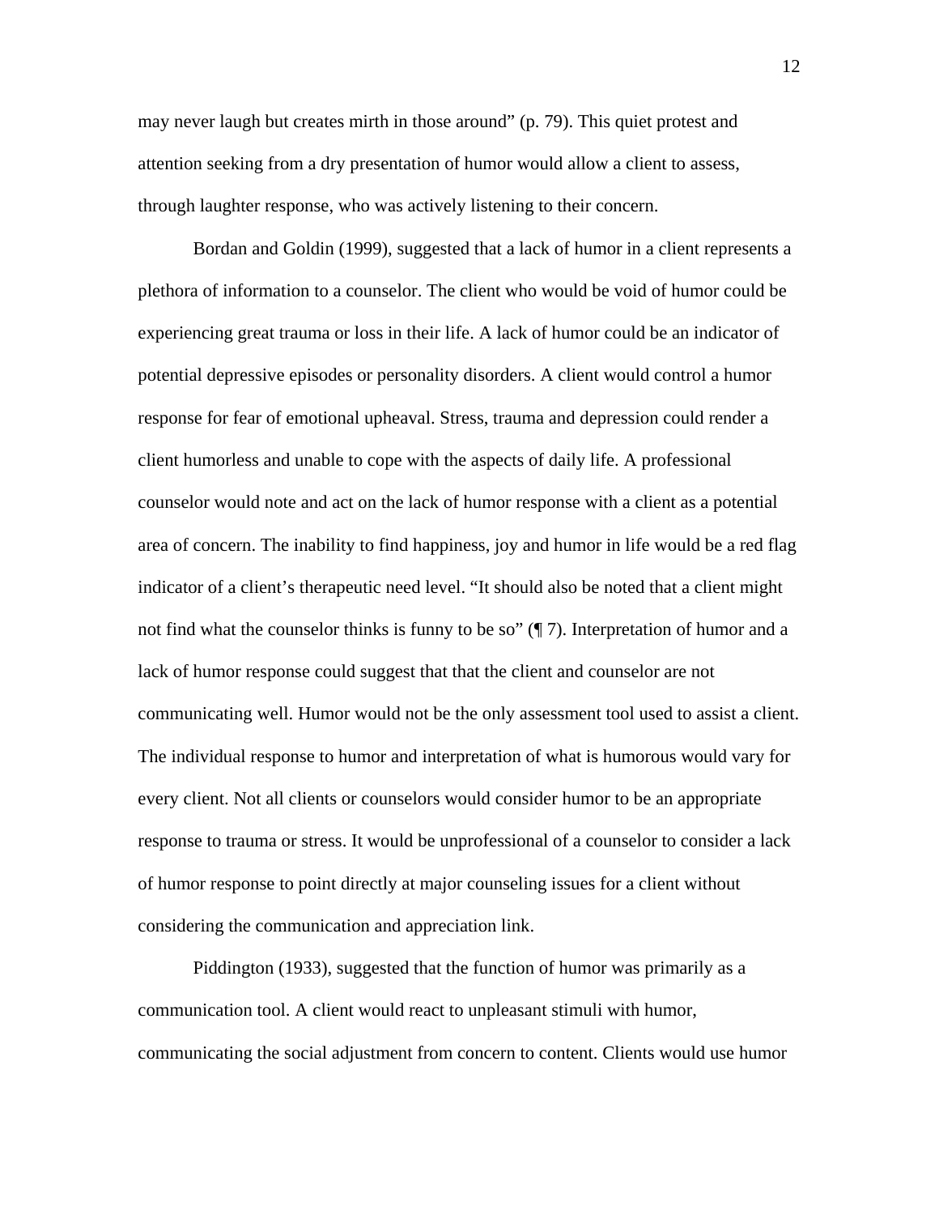may never laugh but creates mirth in those around" (p. 79). This quiet protest and attention seeking from a dry presentation of humor would allow a client to assess, through laughter response, who was actively listening to their concern.

Bordan and Goldin (1999), suggested that a lack of humor in a client represents a plethora of information to a counselor. The client who would be void of humor could be experiencing great trauma or loss in their life. A lack of humor could be an indicator of potential depressive episodes or personality disorders. A client would control a humor response for fear of emotional upheaval. Stress, trauma and depression could render a client humorless and unable to cope with the aspects of daily life. A professional counselor would note and act on the lack of humor response with a client as a potential area of concern. The inability to find happiness, joy and humor in life would be a red flag indicator of a client's therapeutic need level. "It should also be noted that a client might not find what the counselor thinks is funny to be so" (¶ 7). Interpretation of humor and a lack of humor response could suggest that that the client and counselor are not communicating well. Humor would not be the only assessment tool used to assist a client. The individual response to humor and interpretation of what is humorous would vary for every client. Not all clients or counselors would consider humor to be an appropriate response to trauma or stress. It would be unprofessional of a counselor to consider a lack of humor response to point directly at major counseling issues for a client without considering the communication and appreciation link.

Piddington (1933), suggested that the function of humor was primarily as a communication tool. A client would react to unpleasant stimuli with humor, communicating the social adjustment from concern to content. Clients would use humor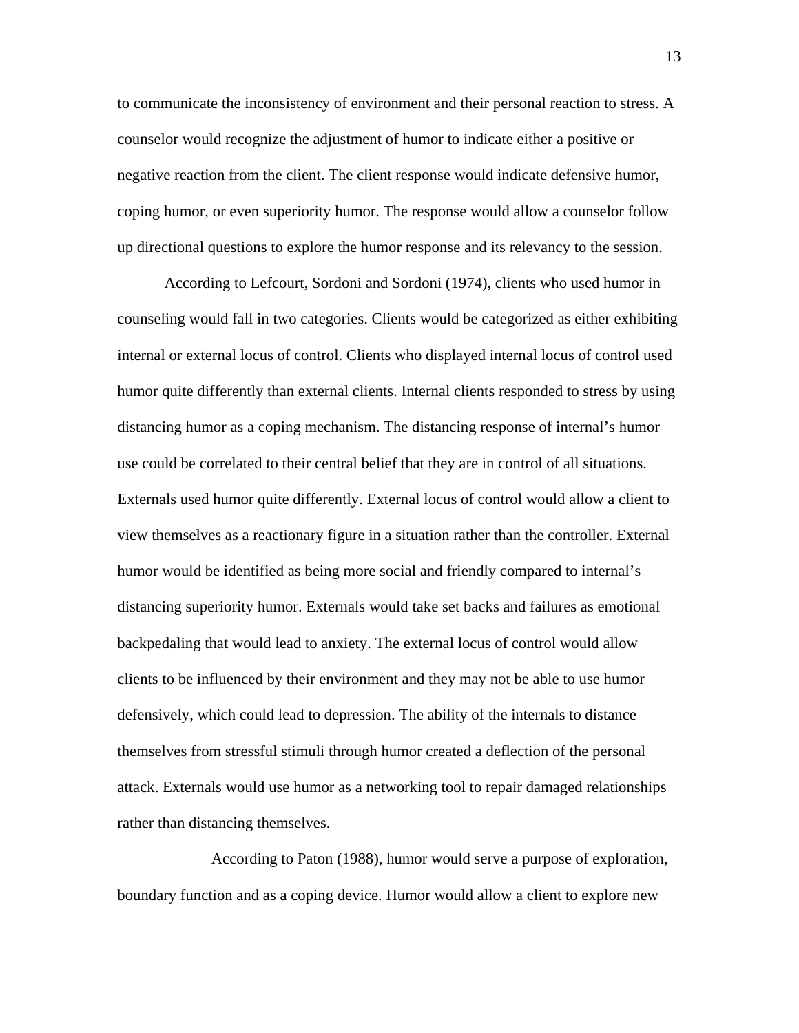to communicate the inconsistency of environment and their personal reaction to stress. A counselor would recognize the adjustment of humor to indicate either a positive or negative reaction from the client. The client response would indicate defensive humor, coping humor, or even superiority humor. The response would allow a counselor follow up directional questions to explore the humor response and its relevancy to the session.

According to Lefcourt, Sordoni and Sordoni (1974), clients who used humor in counseling would fall in two categories. Clients would be categorized as either exhibiting internal or external locus of control. Clients who displayed internal locus of control used humor quite differently than external clients. Internal clients responded to stress by using distancing humor as a coping mechanism. The distancing response of internal's humor use could be correlated to their central belief that they are in control of all situations. Externals used humor quite differently. External locus of control would allow a client to view themselves as a reactionary figure in a situation rather than the controller. External humor would be identified as being more social and friendly compared to internal's distancing superiority humor. Externals would take set backs and failures as emotional backpedaling that would lead to anxiety. The external locus of control would allow clients to be influenced by their environment and they may not be able to use humor defensively, which could lead to depression. The ability of the internals to distance themselves from stressful stimuli through humor created a deflection of the personal attack. Externals would use humor as a networking tool to repair damaged relationships rather than distancing themselves.

According to Paton (1988), humor would serve a purpose of exploration, boundary function and as a coping device. Humor would allow a client to explore new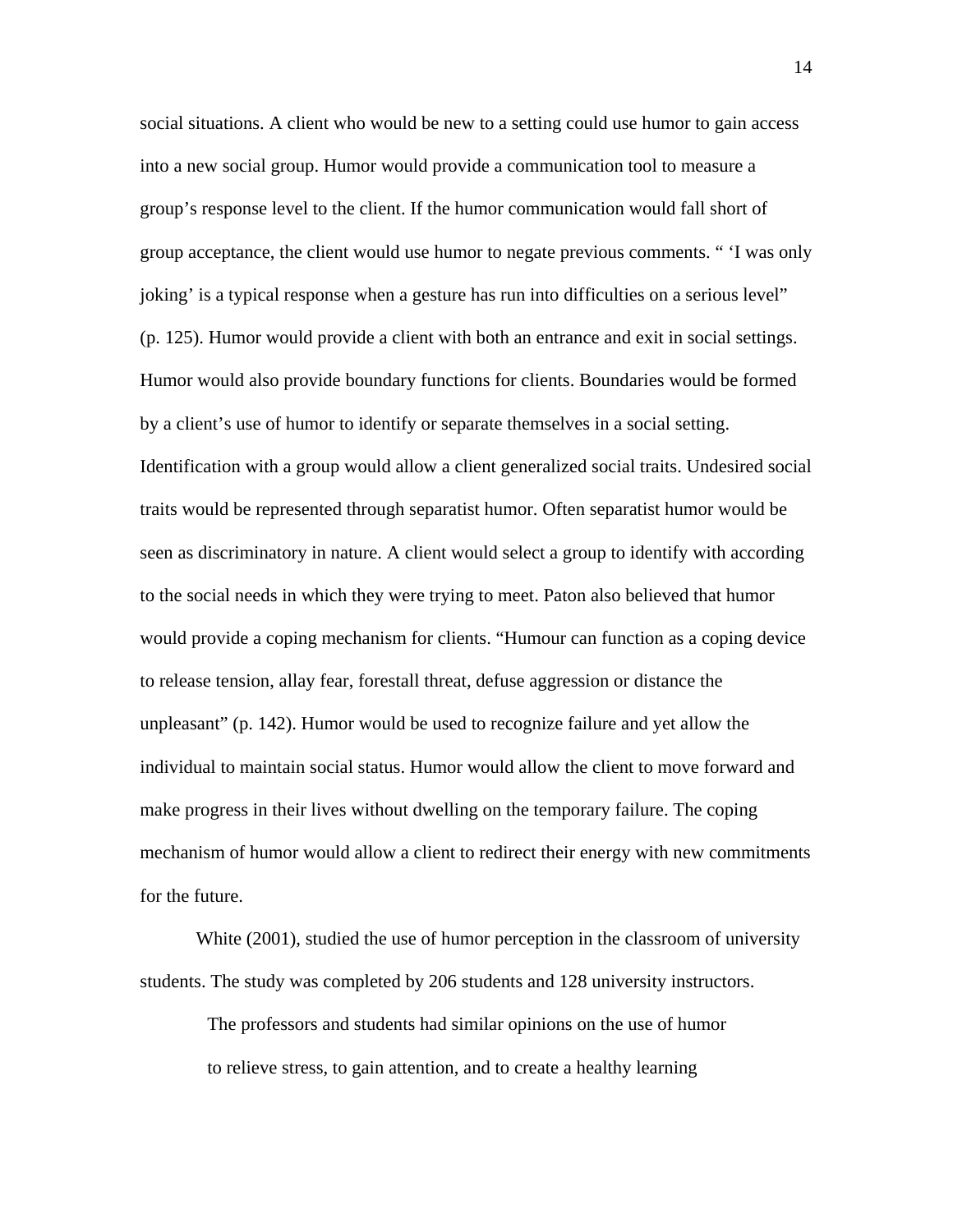social situations. A client who would be new to a setting could use humor to gain access into a new social group. Humor would provide a communication tool to measure a group's response level to the client. If the humor communication would fall short of group acceptance, the client would use humor to negate previous comments. " 'I was only joking' is a typical response when a gesture has run into difficulties on a serious level" (p. 125). Humor would provide a client with both an entrance and exit in social settings. Humor would also provide boundary functions for clients. Boundaries would be formed by a client's use of humor to identify or separate themselves in a social setting. Identification with a group would allow a client generalized social traits. Undesired social traits would be represented through separatist humor. Often separatist humor would be seen as discriminatory in nature. A client would select a group to identify with according to the social needs in which they were trying to meet. Paton also believed that humor would provide a coping mechanism for clients. "Humour can function as a coping device to release tension, allay fear, forestall threat, defuse aggression or distance the unpleasant" (p. 142). Humor would be used to recognize failure and yet allow the individual to maintain social status. Humor would allow the client to move forward and make progress in their lives without dwelling on the temporary failure. The coping mechanism of humor would allow a client to redirect their energy with new commitments for the future.

White (2001), studied the use of humor perception in the classroom of university students. The study was completed by 206 students and 128 university instructors.

> The professors and students had similar opinions on the use of humor to relieve stress, to gain attention, and to create a healthy learning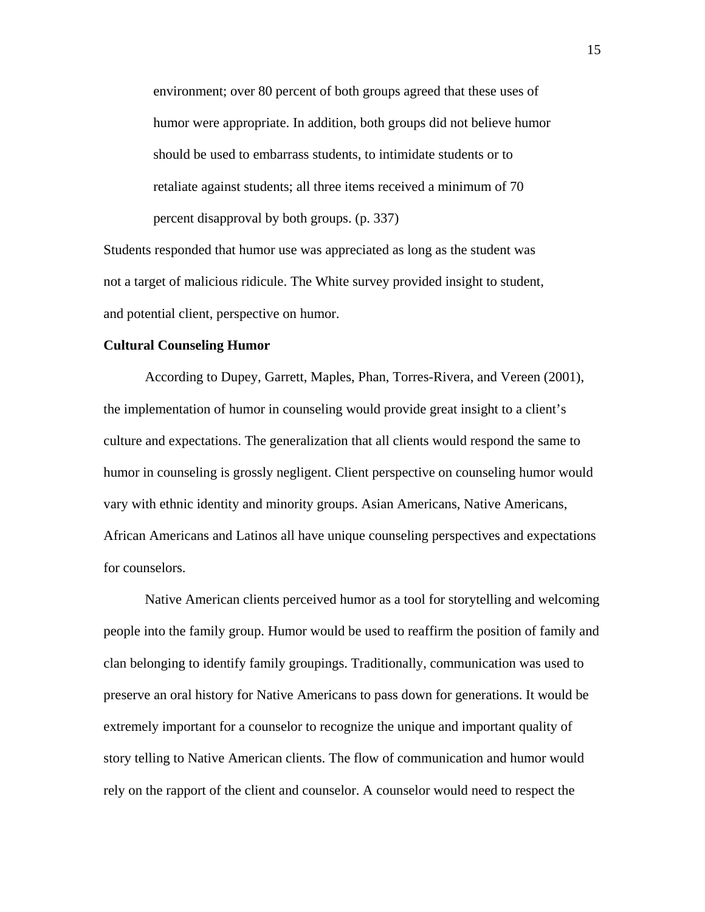> environment; over 80 percent of both groups agreed that these uses of humor were appropriate. In addition, both groups did not believe humor should be used to embarrass students, to intimidate students or to retaliate against students; all three items received a minimum of 70 percent disapproval by both groups. (p. 337)

Students responded that humor use was appreciated as long as the student was not a target of malicious ridicule. The White survey provided insight to student, and potential client, perspective on humor.

**Cultural Counseling Humor**

According to Dupey, Garrett, Maples, Phan, Torres-Rivera, and Vereen (2001), the implementation of humor in counseling would provide great insight to a client's culture and expectations. The generalization that all clients would respond the same to humor in counseling is grossly negligent. Client perspective on counseling humor would vary with ethnic identity and minority groups. Asian Americans, Native Americans, African Americans and Latinos all have unique counseling perspectives and expectations for counselors.

Native American clients perceived humor as a tool for storytelling and welcoming people into the family group. Humor would be used to reaffirm the position of family and clan belonging to identify family groupings. Traditionally, communication was used to preserve an oral history for Native Americans to pass down for generations. It would be extremely important for a counselor to recognize the unique and important quality of story telling to Native American clients. The flow of communication and humor would rely on the rapport of the client and counselor. A counselor would need to respect the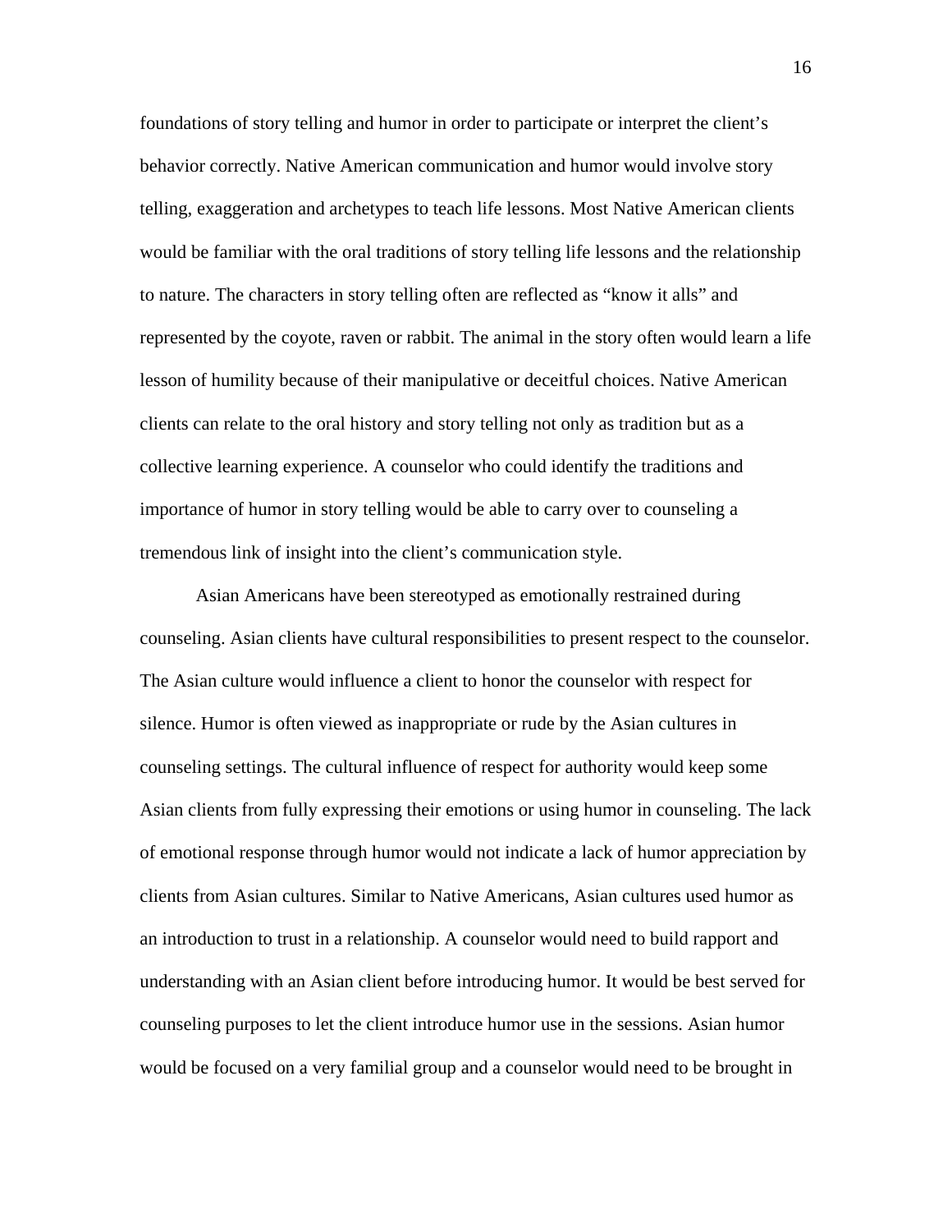foundations of story telling and humor in order to participate or interpret the client's behavior correctly. Native American communication and humor would involve story telling, exaggeration and archetypes to teach life lessons. Most Native American clients would be familiar with the oral traditions of story telling life lessons and the relationship to nature. The characters in story telling often are reflected as "know it alls" and represented by the coyote, raven or rabbit. The animal in the story often would learn a life lesson of humility because of their manipulative or deceitful choices. Native American clients can relate to the oral history and story telling not only as tradition but as a collective learning experience. A counselor who could identify the traditions and importance of humor in story telling would be able to carry over to counseling a tremendous link of insight into the client's communication style.

Asian Americans have been stereotyped as emotionally restrained during counseling. Asian clients have cultural responsibilities to present respect to the counselor. The Asian culture would influence a client to honor the counselor with respect for silence. Humor is often viewed as inappropriate or rude by the Asian cultures in counseling settings. The cultural influence of respect for authority would keep some Asian clients from fully expressing their emotions or using humor in counseling. The lack of emotional response through humor would not indicate a lack of humor appreciation by clients from Asian cultures. Similar to Native Americans, Asian cultures used humor as an introduction to trust in a relationship. A counselor would need to build rapport and understanding with an Asian client before introducing humor. It would be best served for counseling purposes to let the client introduce humor use in the sessions. Asian humor would be focused on a very familial group and a counselor would need to be brought in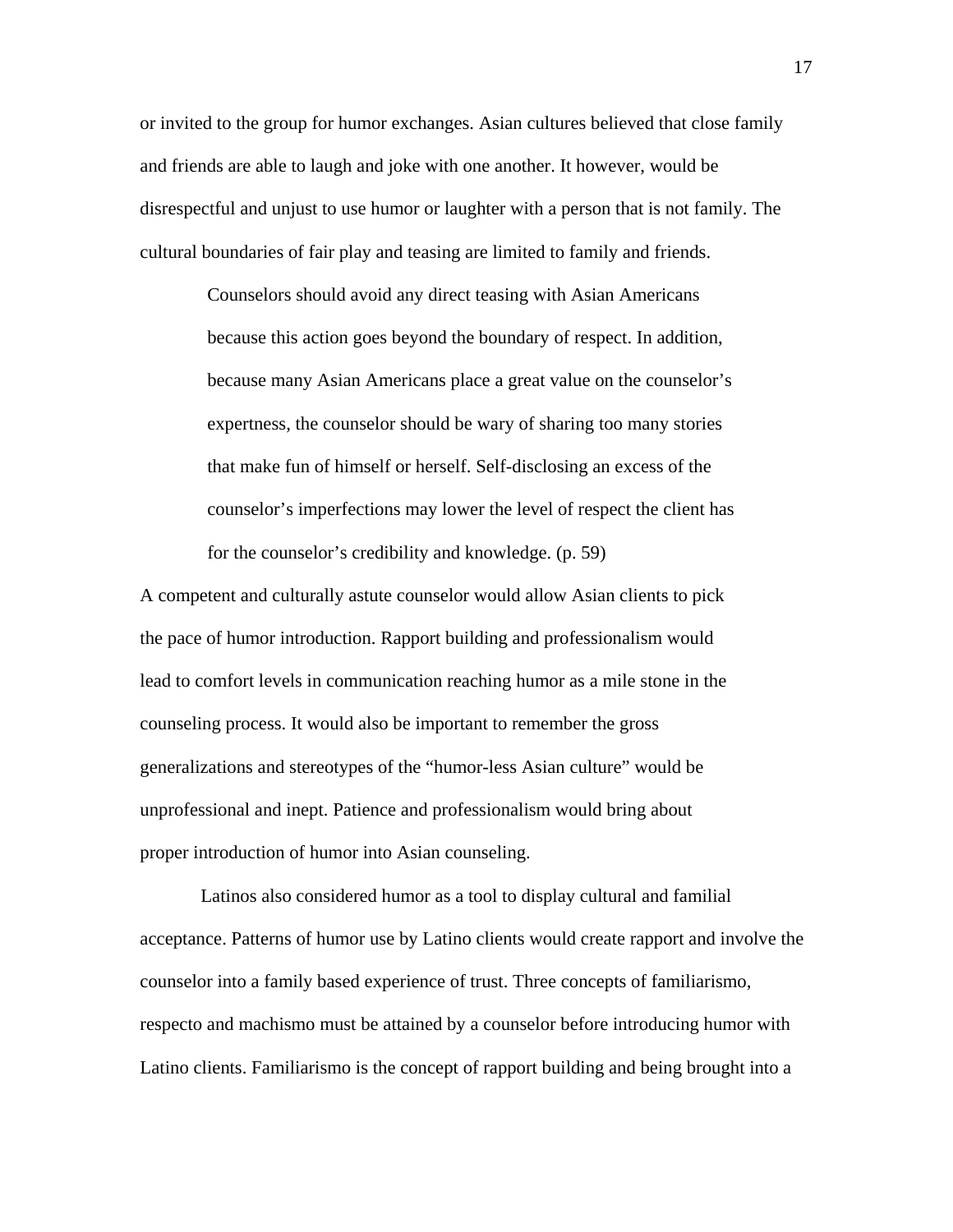or invited to the group for humor exchanges. Asian cultures believed that close family and friends are able to laugh and joke with one another. It however, would be disrespectful and unjust to use humor or laughter with a person that is not family. The cultural boundaries of fair play and teasing are limited to family and friends.

> Counselors should avoid any direct teasing with Asian Americans because this action goes beyond the boundary of respect. In addition, because many Asian Americans place a great value on the counselor's expertness, the counselor should be wary of sharing too many stories that make fun of himself or herself. Self-disclosing an excess of the counselor's imperfections may lower the level of respect the client has for the counselor's credibility and knowledge. (p. 59)

A competent and culturally astute counselor would allow Asian clients to pick the pace of humor introduction. Rapport building and professionalism would lead to comfort levels in communication reaching humor as a mile stone in the counseling process. It would also be important to remember the gross generalizations and stereotypes of the "humor-less Asian culture" would be unprofessional and inept. Patience and professionalism would bring about proper introduction of humor into Asian counseling.

Latinos also considered humor as a tool to display cultural and familial acceptance. Patterns of humor use by Latino clients would create rapport and involve the counselor into a family based experience of trust. Three concepts of familiarismo, respecto and machismo must be attained by a counselor before introducing humor with Latino clients. Familiarismo is the concept of rapport building and being brought into a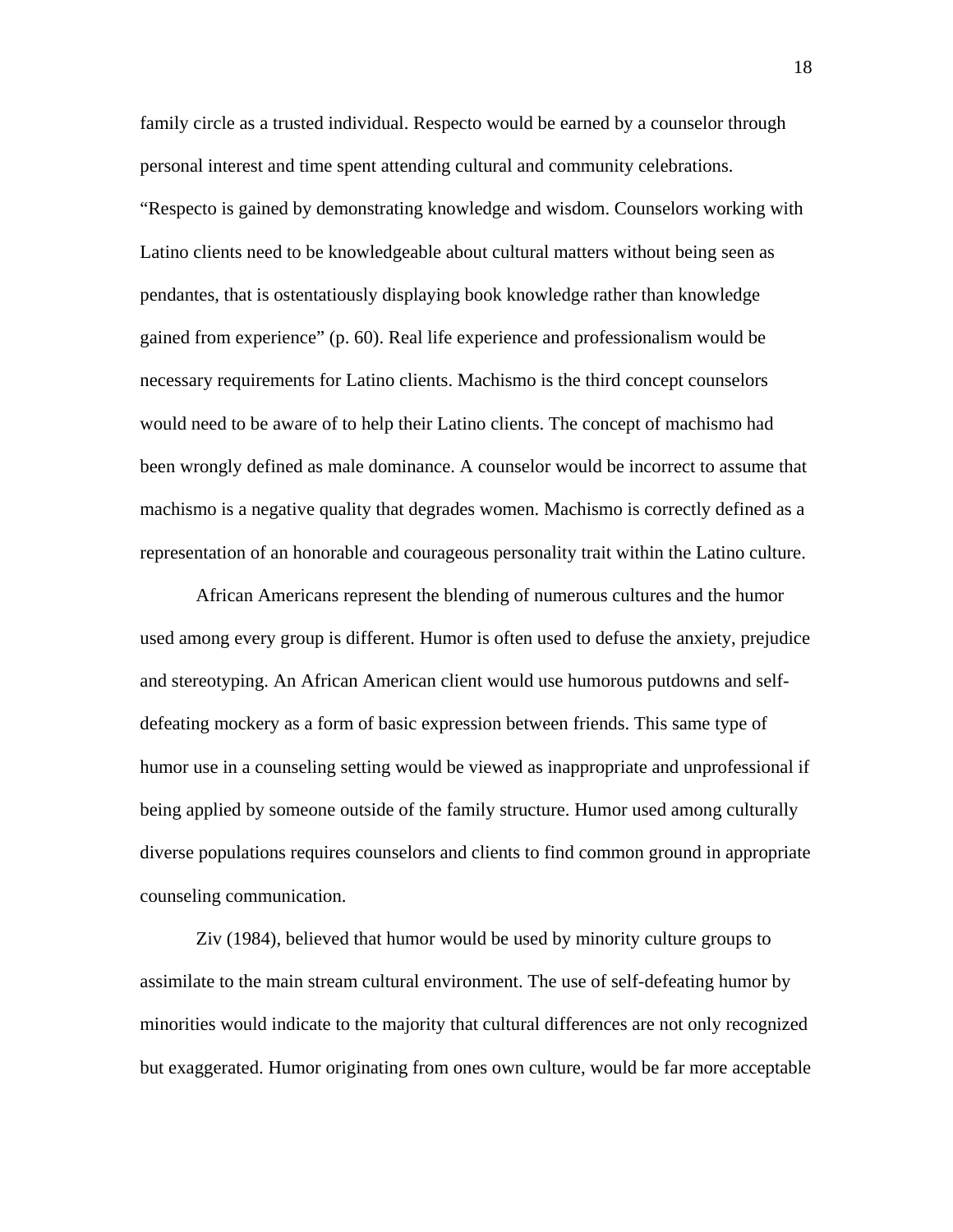family circle as a trusted individual. Respecto would be earned by a counselor through personal interest and time spent attending cultural and community celebrations. "Respecto is gained by demonstrating knowledge and wisdom. Counselors working with Latino clients need to be knowledgeable about cultural matters without being seen as pendantes, that is ostentatiously displaying book knowledge rather than knowledge gained from experience" (p. 60). Real life experience and professionalism would be necessary requirements for Latino clients. Machismo is the third concept counselors would need to be aware of to help their Latino clients. The concept of machismo had been wrongly defined as male dominance. A counselor would be incorrect to assume that machismo is a negative quality that degrades women. Machismo is correctly defined as a representation of an honorable and courageous personality trait within the Latino culture.

African Americans represent the blending of numerous cultures and the humor used among every group is different. Humor is often used to defuse the anxiety, prejudice and stereotyping. An African American client would use humorous putdowns and self-defeating mockery as a form of basic expression between friends. This same type of humor use in a counseling setting would be viewed as inappropriate and unprofessional if being applied by someone outside of the family structure. Humor used among culturally diverse populations requires counselors and clients to find common ground in appropriate counseling communication.

Ziv (1984), believed that humor would be used by minority culture groups to assimilate to the main stream cultural environment. The use of self-defeating humor by minorities would indicate to the majority that cultural differences are not only recognized but exaggerated. Humor originating from ones own culture, would be far more acceptable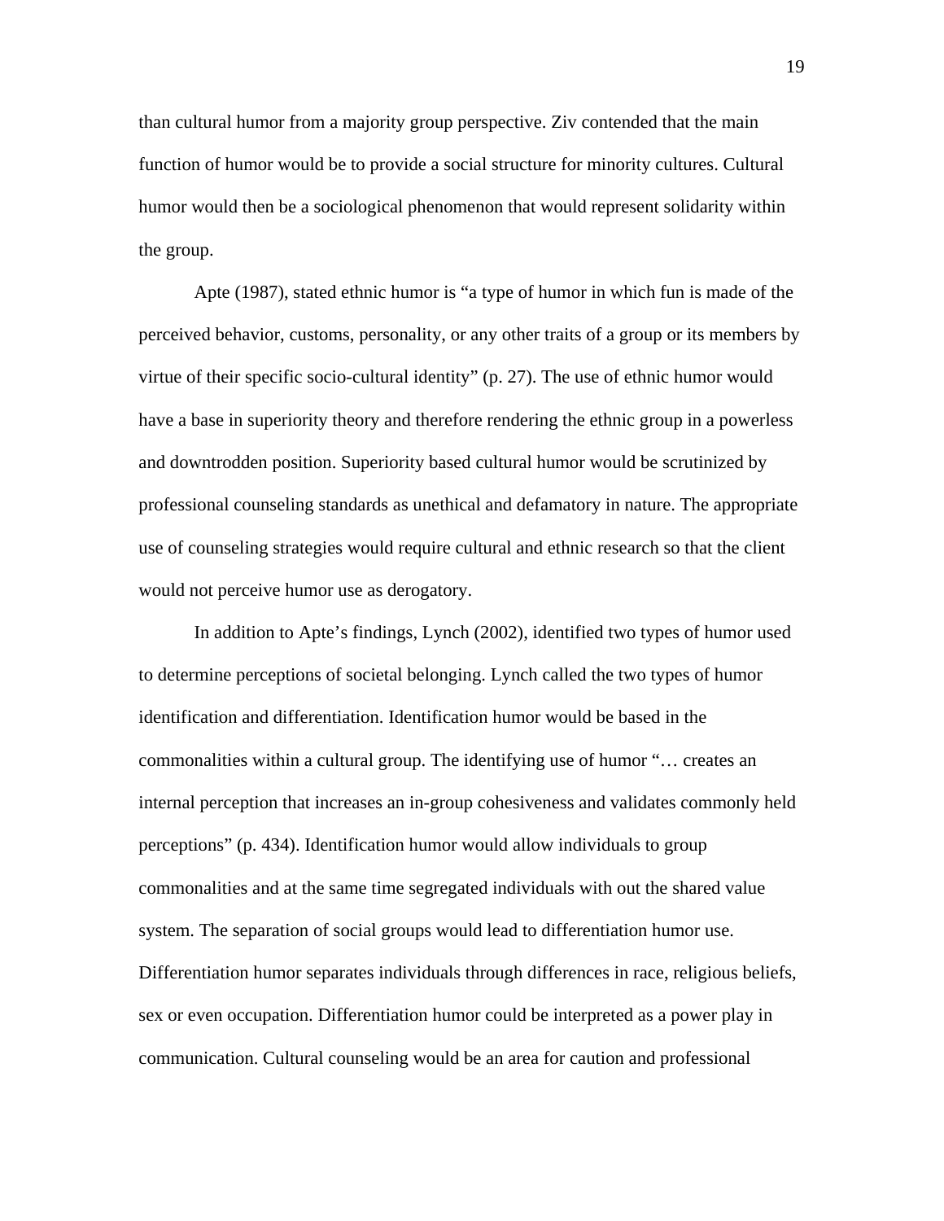than cultural humor from a majority group perspective. Ziv contended that the main function of humor would be to provide a social structure for minority cultures. Cultural humor would then be a sociological phenomenon that would represent solidarity within the group.

Apte (1987), stated ethnic humor is “a type of humor in which fun is made of the perceived behavior, customs, personality, or any other traits of a group or its members by virtue of their specific socio-cultural identity” (p. 27). The use of ethnic humor would have a base in superiority theory and therefore rendering the ethnic group in a powerless and downtrodden position. Superiority based cultural humor would be scrutinized by professional counseling standards as unethical and defamatory in nature. The appropriate use of counseling strategies would require cultural and ethnic research so that the client would not perceive humor use as derogatory.

In addition to Apte’s findings, Lynch (2002), identified two types of humor used to determine perceptions of societal belonging. Lynch called the two types of humor identification and differentiation. Identification humor would be based in the commonalities within a cultural group. The identifying use of humor “… creates an internal perception that increases an in-group cohesiveness and validates commonly held perceptions” (p. 434). Identification humor would allow individuals to group commonalities and at the same time segregated individuals with out the shared value system. The separation of social groups would lead to differentiation humor use. Differentiation humor separates individuals through differences in race, religious beliefs, sex or even occupation. Differentiation humor could be interpreted as a power play in communication. Cultural counseling would be an area for caution and professional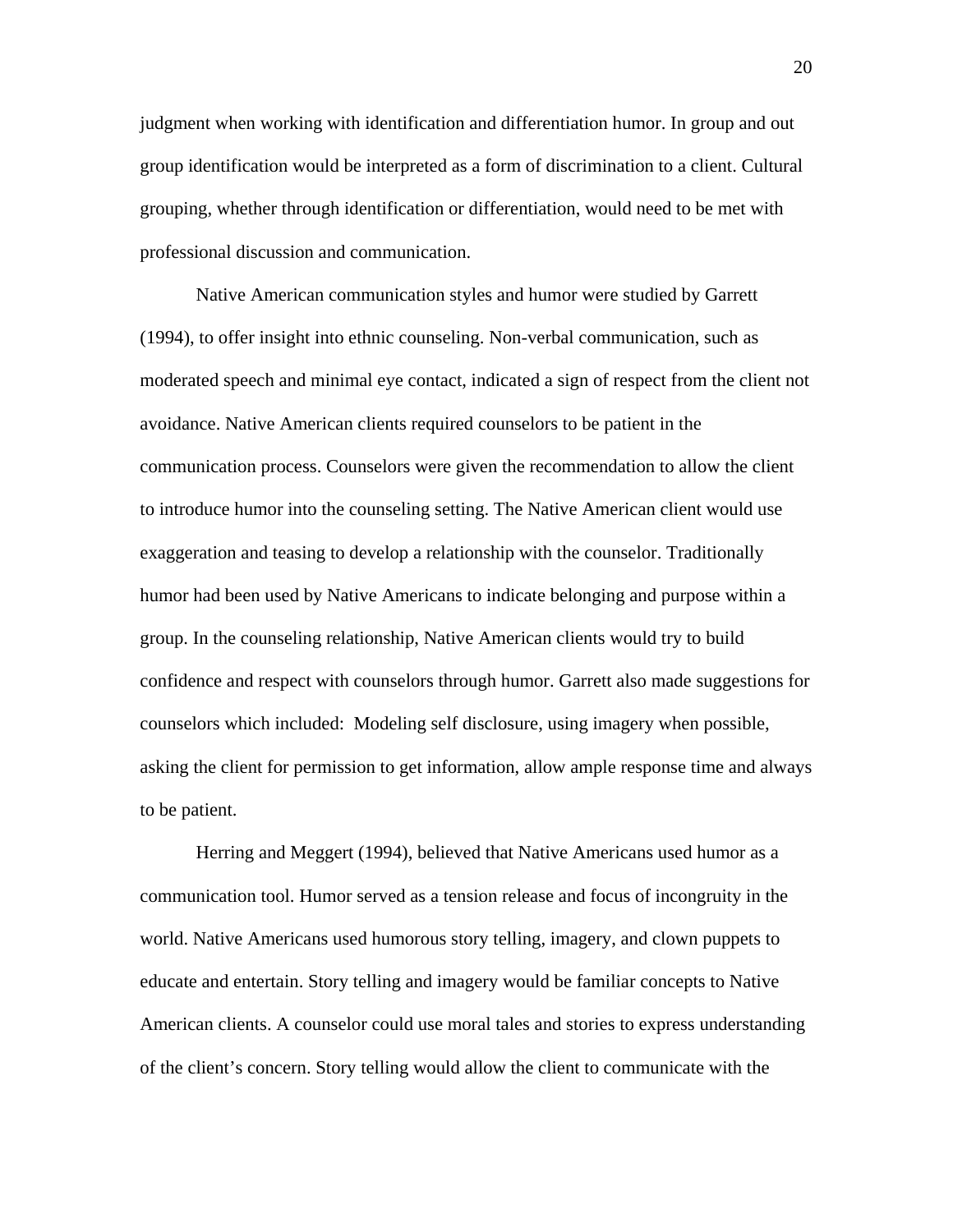judgment when working with identification and differentiation humor. In group and out group identification would be interpreted as a form of discrimination to a client. Cultural grouping, whether through identification or differentiation, would need to be met with professional discussion and communication.

Native American communication styles and humor were studied by Garrett (1994), to offer insight into ethnic counseling. Non-verbal communication, such as moderated speech and minimal eye contact, indicated a sign of respect from the client not avoidance. Native American clients required counselors to be patient in the communication process. Counselors were given the recommendation to allow the client to introduce humor into the counseling setting. The Native American client would use exaggeration and teasing to develop a relationship with the counselor. Traditionally humor had been used by Native Americans to indicate belonging and purpose within a group. In the counseling relationship, Native American clients would try to build confidence and respect with counselors through humor. Garrett also made suggestions for counselors which included: Modeling self disclosure, using imagery when possible, asking the client for permission to get information, allow ample response time and always to be patient.

Herring and Meggert (1994), believed that Native Americans used humor as a communication tool. Humor served as a tension release and focus of incongruity in the world. Native Americans used humorous story telling, imagery, and clown puppets to educate and entertain. Story telling and imagery would be familiar concepts to Native American clients. A counselor could use moral tales and stories to express understanding of the client's concern. Story telling would allow the client to communicate with the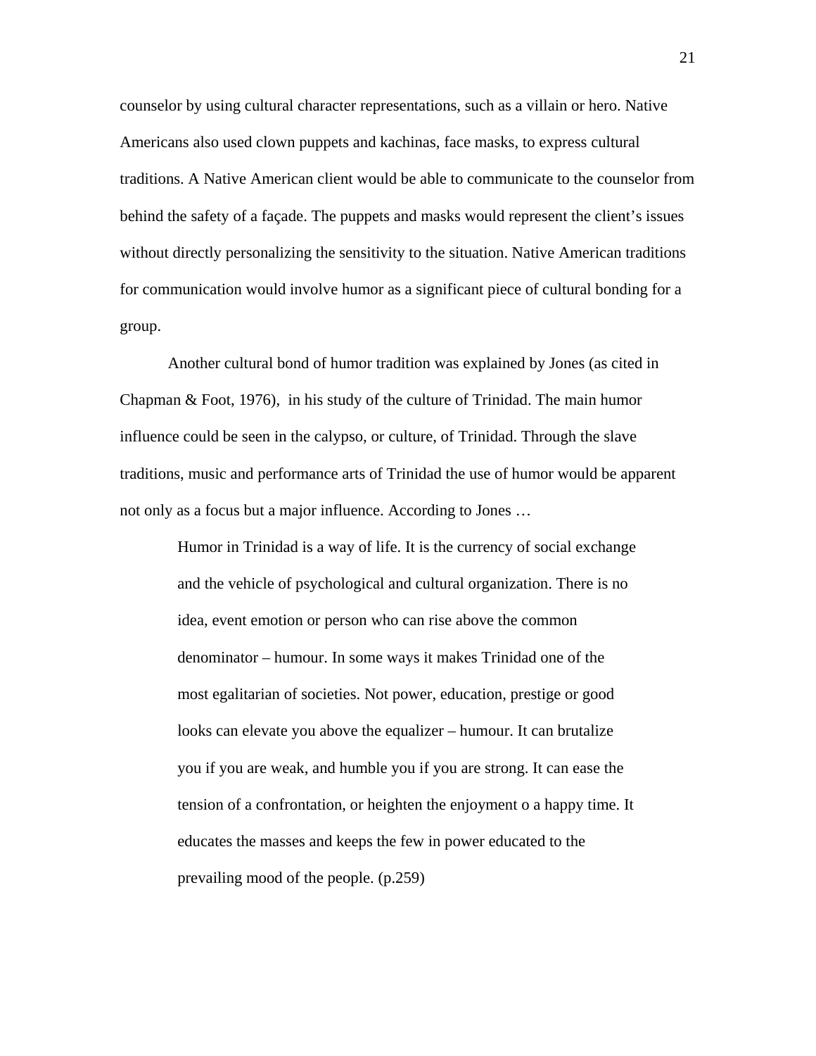counselor by using cultural character representations, such as a villain or hero. Native Americans also used clown puppets and kachinas, face masks, to express cultural traditions. A Native American client would be able to communicate to the counselor from behind the safety of a façade. The puppets and masks would represent the client's issues without directly personalizing the sensitivity to the situation. Native American traditions for communication would involve humor as a significant piece of cultural bonding for a group.

Another cultural bond of humor tradition was explained by Jones (as cited in Chapman & Foot, 1976), in his study of the culture of Trinidad. The main humor influence could be seen in the calypso, or culture, of Trinidad. Through the slave traditions, music and performance arts of Trinidad the use of humor would be apparent not only as a focus but a major influence. According to Jones …

> Humor in Trinidad is a way of life. It is the currency of social exchange and the vehicle of psychological and cultural organization. There is no idea, event emotion or person who can rise above the common denominator – humour. In some ways it makes Trinidad one of the most egalitarian of societies. Not power, education, prestige or good looks can elevate you above the equalizer – humour. It can brutalize you if you are weak, and humble you if you are strong. It can ease the tension of a confrontation, or heighten the enjoyment o a happy time. It educates the masses and keeps the few in power educated to the prevailing mood of the people. (p.259)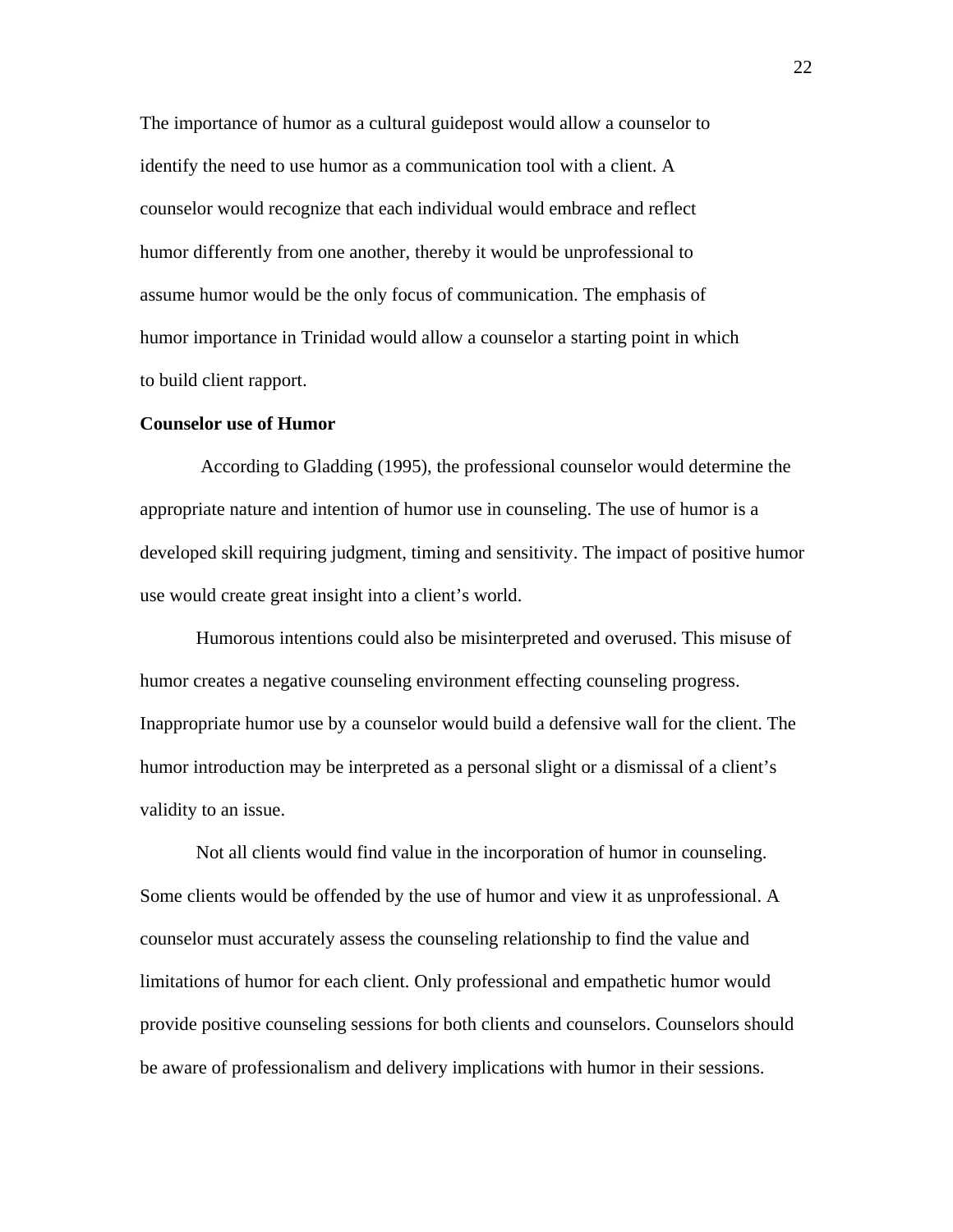The importance of humor as a cultural guidepost would allow a counselor to identify the need to use humor as a communication tool with a client. A counselor would recognize that each individual would embrace and reflect humor differently from one another, thereby it would be unprofessional to assume humor would be the only focus of communication. The emphasis of humor importance in Trinidad would allow a counselor a starting point in which to build client rapport.

**Counselor use of Humor**

According to Gladding (1995), the professional counselor would determine the appropriate nature and intention of humor use in counseling. The use of humor is a developed skill requiring judgment, timing and sensitivity. The impact of positive humor use would create great insight into a client's world.

Humorous intentions could also be misinterpreted and overused. This misuse of humor creates a negative counseling environment effecting counseling progress. Inappropriate humor use by a counselor would build a defensive wall for the client. The humor introduction may be interpreted as a personal slight or a dismissal of a client's validity to an issue.

Not all clients would find value in the incorporation of humor in counseling. Some clients would be offended by the use of humor and view it as unprofessional. A counselor must accurately assess the counseling relationship to find the value and limitations of humor for each client. Only professional and empathetic humor would provide positive counseling sessions for both clients and counselors. Counselors should be aware of professionalism and delivery implications with humor in their sessions.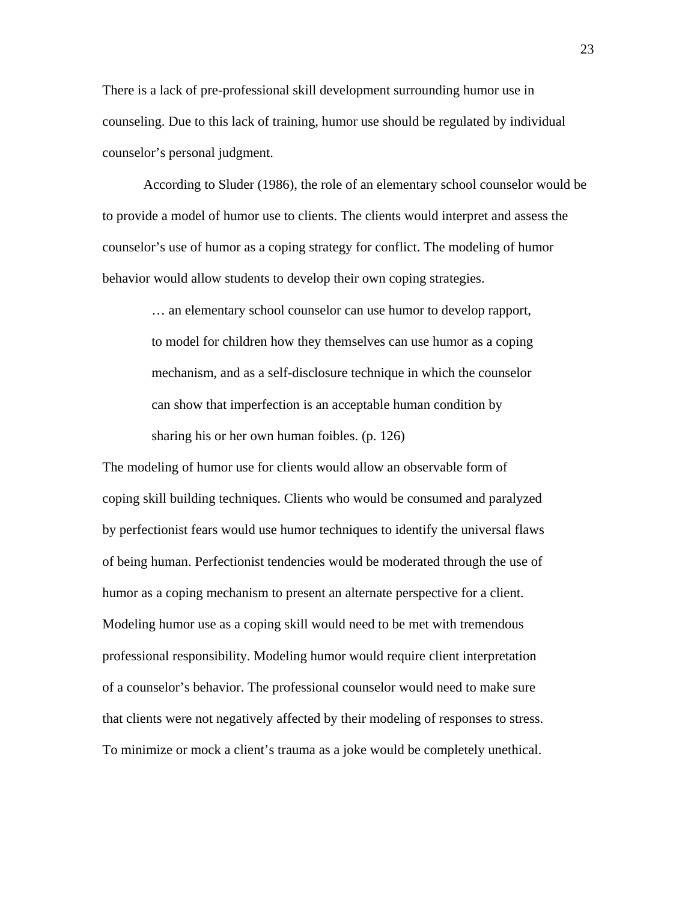There is a lack of pre-professional skill development surrounding humor use in counseling. Due to this lack of training, humor use should be regulated by individual counselor's personal judgment.

According to Sluder (1986), the role of an elementary school counselor would be to provide a model of humor use to clients. The clients would interpret and assess the counselor's use of humor as a coping strategy for conflict. The modeling of humor behavior would allow students to develop their own coping strategies.

> … an elementary school counselor can use humor to develop rapport, to model for children how they themselves can use humor as a coping mechanism, and as a self-disclosure technique in which the counselor can show that imperfection is an acceptable human condition by sharing his or her own human foibles. (p. 126)

The modeling of humor use for clients would allow an observable form of coping skill building techniques. Clients who would be consumed and paralyzed by perfectionist fears would use humor techniques to identify the universal flaws of being human. Perfectionist tendencies would be moderated through the use of humor as a coping mechanism to present an alternate perspective for a client. Modeling humor use as a coping skill would need to be met with tremendous professional responsibility. Modeling humor would require client interpretation of a counselor's behavior. The professional counselor would need to make sure that clients were not negatively affected by their modeling of responses to stress. To minimize or mock a client's trauma as a joke would be completely unethical.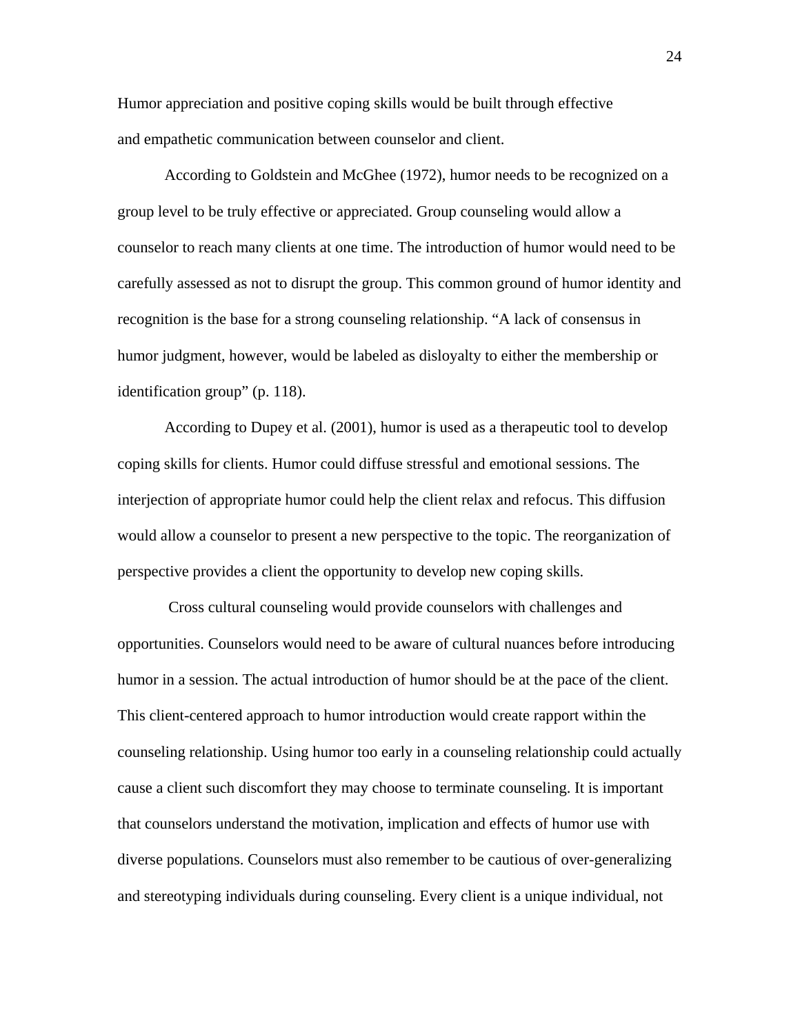Humor appreciation and positive coping skills would be built through effective and empathetic communication between counselor and client.

According to Goldstein and McGhee (1972), humor needs to be recognized on a group level to be truly effective or appreciated. Group counseling would allow a counselor to reach many clients at one time. The introduction of humor would need to be carefully assessed as not to disrupt the group. This common ground of humor identity and recognition is the base for a strong counseling relationship. "A lack of consensus in humor judgment, however, would be labeled as disloyalty to either the membership or identification group" (p. 118).

According to Dupey et al. (2001), humor is used as a therapeutic tool to develop coping skills for clients. Humor could diffuse stressful and emotional sessions. The interjection of appropriate humor could help the client relax and refocus. This diffusion would allow a counselor to present a new perspective to the topic. The reorganization of perspective provides a client the opportunity to develop new coping skills.

Cross cultural counseling would provide counselors with challenges and opportunities. Counselors would need to be aware of cultural nuances before introducing humor in a session. The actual introduction of humor should be at the pace of the client. This client-centered approach to humor introduction would create rapport within the counseling relationship. Using humor too early in a counseling relationship could actually cause a client such discomfort they may choose to terminate counseling. It is important that counselors understand the motivation, implication and effects of humor use with diverse populations. Counselors must also remember to be cautious of over-generalizing and stereotyping individuals during counseling. Every client is a unique individual, not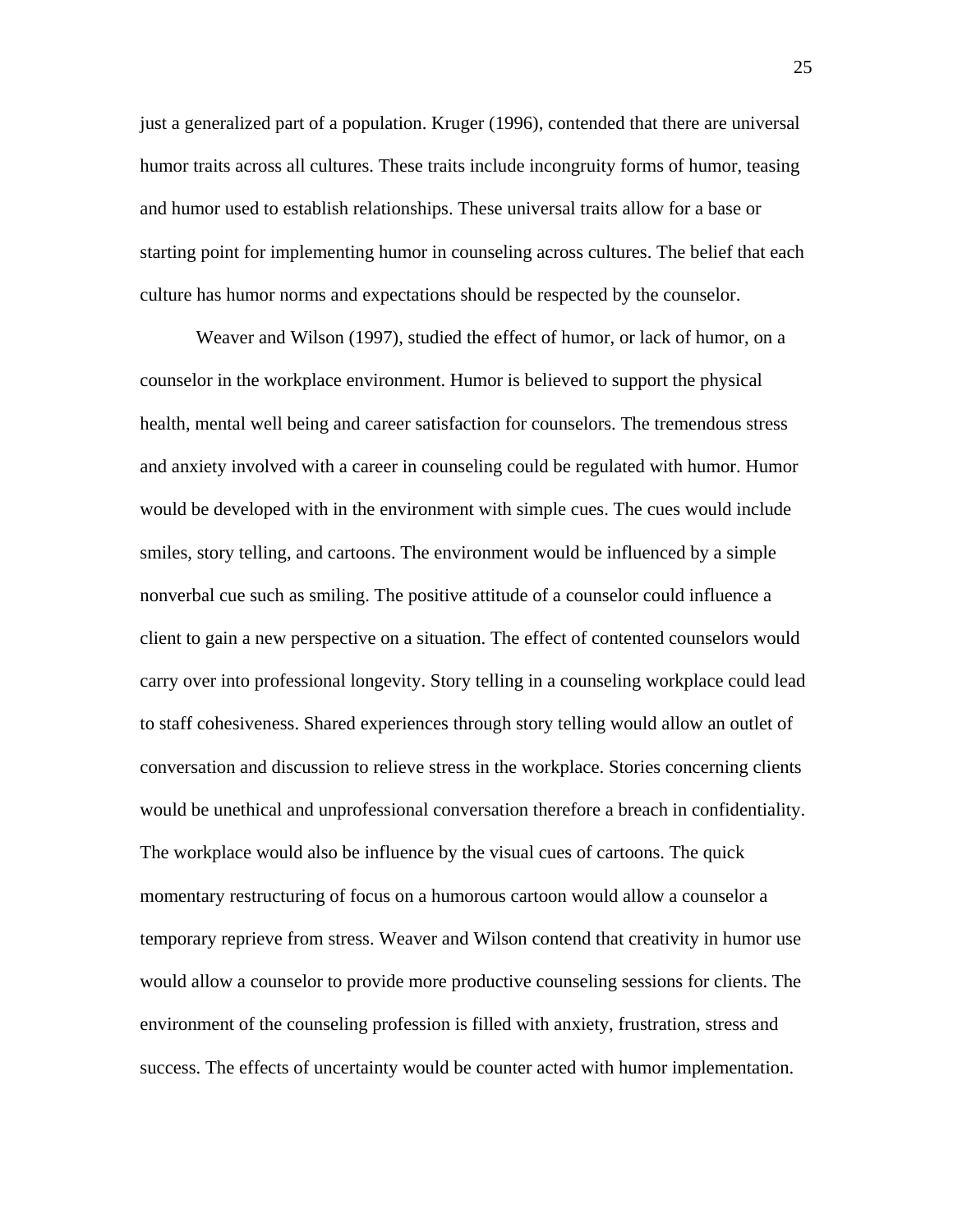just a generalized part of a population. Kruger (1996), contended that there are universal humor traits across all cultures. These traits include incongruity forms of humor, teasing and humor used to establish relationships. These universal traits allow for a base or starting point for implementing humor in counseling across cultures. The belief that each culture has humor norms and expectations should be respected by the counselor.

Weaver and Wilson (1997), studied the effect of humor, or lack of humor, on a counselor in the workplace environment. Humor is believed to support the physical health, mental well being and career satisfaction for counselors. The tremendous stress and anxiety involved with a career in counseling could be regulated with humor. Humor would be developed with in the environment with simple cues. The cues would include smiles, story telling, and cartoons. The environment would be influenced by a simple nonverbal cue such as smiling. The positive attitude of a counselor could influence a client to gain a new perspective on a situation. The effect of contented counselors would carry over into professional longevity. Story telling in a counseling workplace could lead to staff cohesiveness. Shared experiences through story telling would allow an outlet of conversation and discussion to relieve stress in the workplace. Stories concerning clients would be unethical and unprofessional conversation therefore a breach in confidentiality. The workplace would also be influence by the visual cues of cartoons. The quick momentary restructuring of focus on a humorous cartoon would allow a counselor a temporary reprieve from stress. Weaver and Wilson contend that creativity in humor use would allow a counselor to provide more productive counseling sessions for clients. The environment of the counseling profession is filled with anxiety, frustration, stress and success. The effects of uncertainty would be counter acted with humor implementation.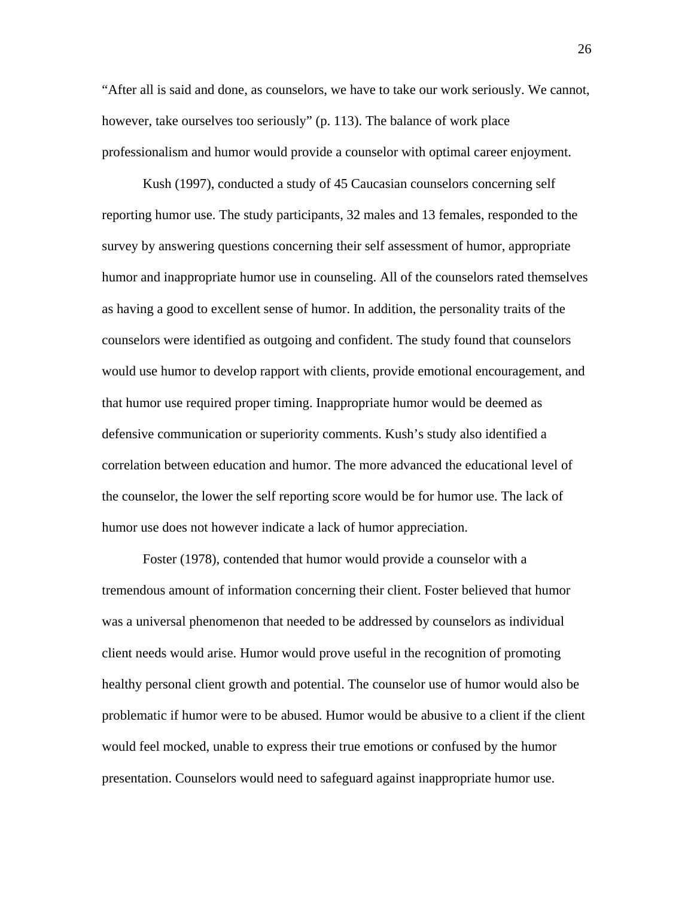“After all is said and done, as counselors, we have to take our work seriously. We cannot, however, take ourselves too seriously” (p. 113). The balance of work place professionalism and humor would provide a counselor with optimal career enjoyment.

Kush (1997), conducted a study of 45 Caucasian counselors concerning self reporting humor use. The study participants, 32 males and 13 females, responded to the survey by answering questions concerning their self assessment of humor, appropriate humor and inappropriate humor use in counseling. All of the counselors rated themselves as having a good to excellent sense of humor. In addition, the personality traits of the counselors were identified as outgoing and confident. The study found that counselors would use humor to develop rapport with clients, provide emotional encouragement, and that humor use required proper timing. Inappropriate humor would be deemed as defensive communication or superiority comments. Kush’s study also identified a correlation between education and humor. The more advanced the educational level of the counselor, the lower the self reporting score would be for humor use. The lack of humor use does not however indicate a lack of humor appreciation.

Foster (1978), contended that humor would provide a counselor with a tremendous amount of information concerning their client. Foster believed that humor was a universal phenomenon that needed to be addressed by counselors as individual client needs would arise. Humor would prove useful in the recognition of promoting healthy personal client growth and potential. The counselor use of humor would also be problematic if humor were to be abused. Humor would be abusive to a client if the client would feel mocked, unable to express their true emotions or confused by the humor presentation. Counselors would need to safeguard against inappropriate humor use.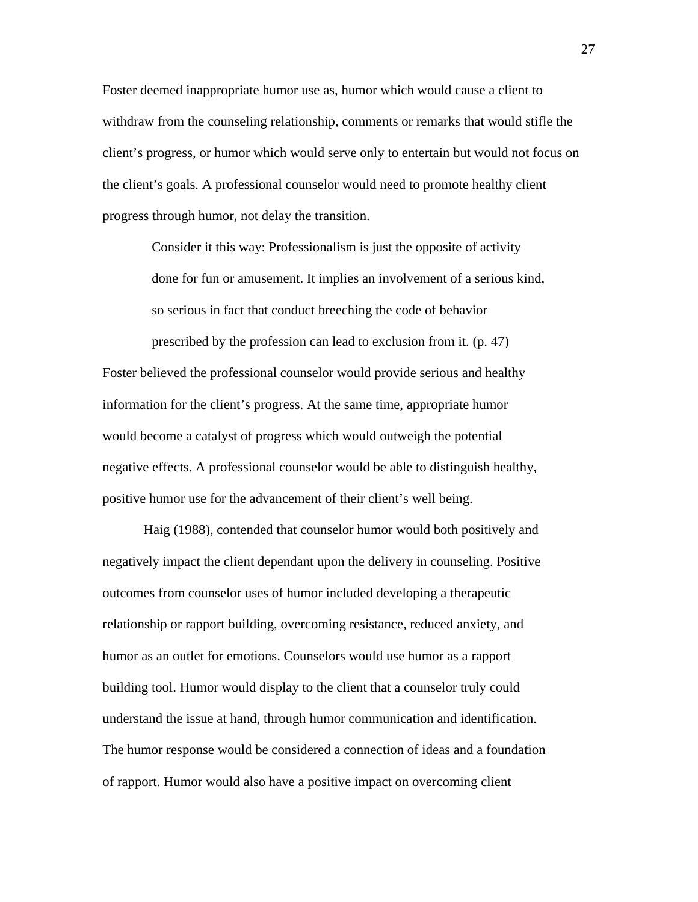Foster deemed inappropriate humor use as, humor which would cause a client to withdraw from the counseling relationship, comments or remarks that would stifle the client's progress, or humor which would serve only to entertain but would not focus on the client's goals. A professional counselor would need to promote healthy client progress through humor, not delay the transition.

> Consider it this way: Professionalism is just the opposite of activity done for fun or amusement. It implies an involvement of a serious kind, so serious in fact that conduct breeching the code of behavior prescribed by the profession can lead to exclusion from it. (p. 47)

Foster believed the professional counselor would provide serious and healthy information for the client's progress. At the same time, appropriate humor would become a catalyst of progress which would outweigh the potential negative effects. A professional counselor would be able to distinguish healthy, positive humor use for the advancement of their client's well being.

Haig (1988), contended that counselor humor would both positively and negatively impact the client dependant upon the delivery in counseling. Positive outcomes from counselor uses of humor included developing a therapeutic relationship or rapport building, overcoming resistance, reduced anxiety, and humor as an outlet for emotions. Counselors would use humor as a rapport building tool. Humor would display to the client that a counselor truly could understand the issue at hand, through humor communication and identification. The humor response would be considered a connection of ideas and a foundation of rapport. Humor would also have a positive impact on overcoming client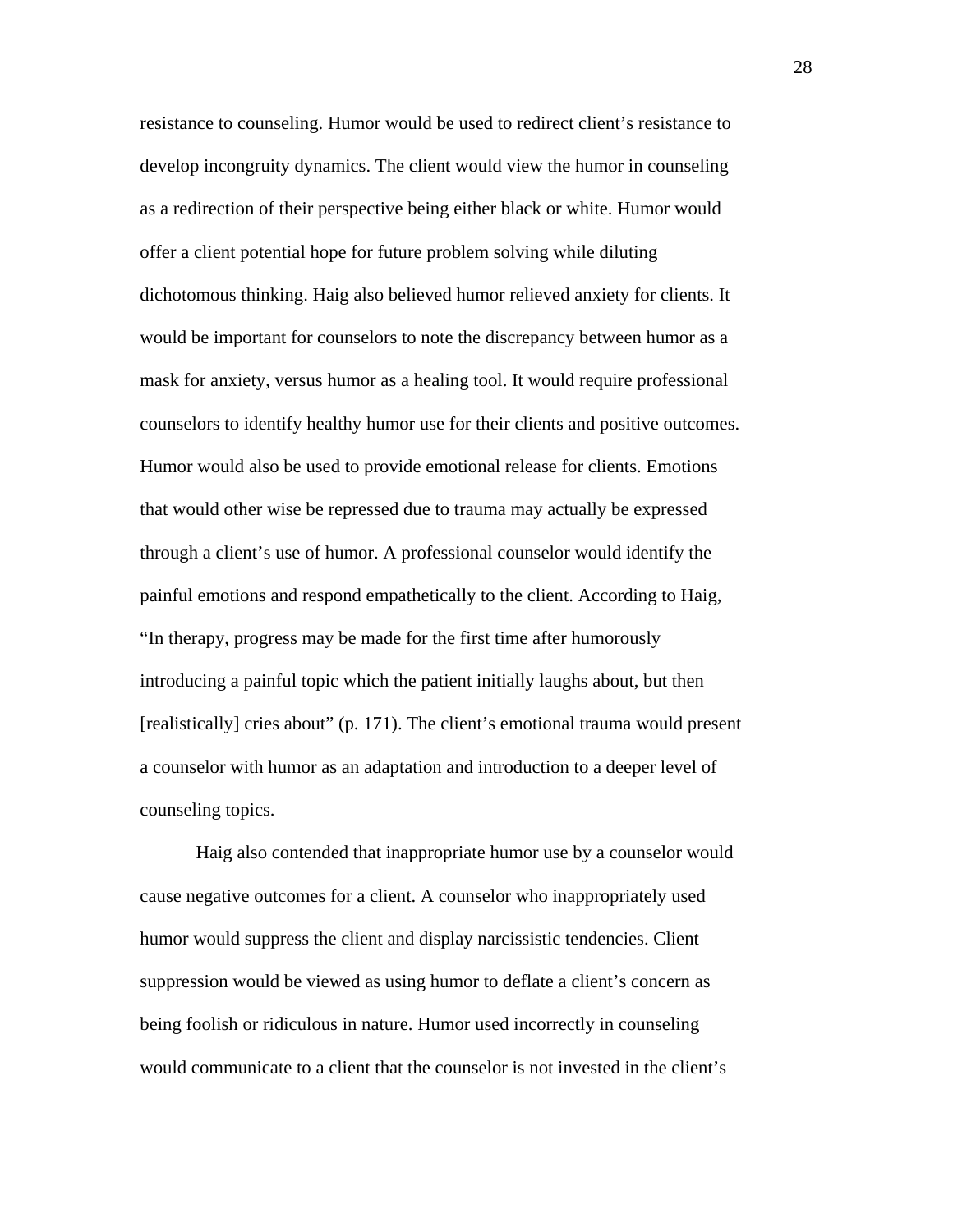resistance to counseling. Humor would be used to redirect client's resistance to develop incongruity dynamics. The client would view the humor in counseling as a redirection of their perspective being either black or white. Humor would offer a client potential hope for future problem solving while diluting dichotomous thinking. Haig also believed humor relieved anxiety for clients. It would be important for counselors to note the discrepancy between humor as a mask for anxiety, versus humor as a healing tool. It would require professional counselors to identify healthy humor use for their clients and positive outcomes. Humor would also be used to provide emotional release for clients. Emotions that would other wise be repressed due to trauma may actually be expressed through a client's use of humor. A professional counselor would identify the painful emotions and respond empathetically to the client. According to Haig, "In therapy, progress may be made for the first time after humorously introducing a painful topic which the patient initially laughs about, but then [realistically] cries about" (p. 171). The client's emotional trauma would present a counselor with humor as an adaptation and introduction to a deeper level of counseling topics.

Haig also contended that inappropriate humor use by a counselor would cause negative outcomes for a client. A counselor who inappropriately used humor would suppress the client and display narcissistic tendencies. Client suppression would be viewed as using humor to deflate a client's concern as being foolish or ridiculous in nature. Humor used incorrectly in counseling would communicate to a client that the counselor is not invested in the client's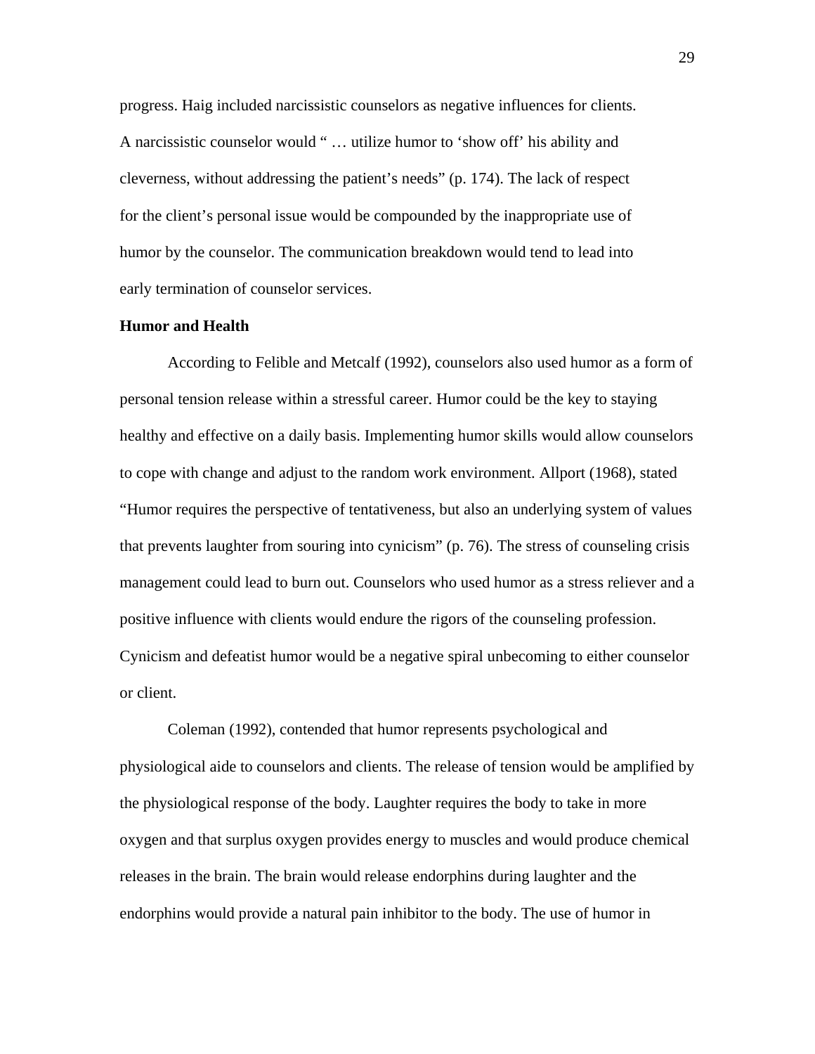progress. Haig included narcissistic counselors as negative influences for clients. A narcissistic counselor would " … utilize humor to 'show off' his ability and cleverness, without addressing the patient's needs" (p. 174). The lack of respect for the client's personal issue would be compounded by the inappropriate use of humor by the counselor. The communication breakdown would tend to lead into early termination of counselor services.

**Humor and Health**

According to Felible and Metcalf (1992), counselors also used humor as a form of personal tension release within a stressful career. Humor could be the key to staying healthy and effective on a daily basis. Implementing humor skills would allow counselors to cope with change and adjust to the random work environment. Allport (1968), stated "Humor requires the perspective of tentativeness, but also an underlying system of values that prevents laughter from souring into cynicism" (p. 76). The stress of counseling crisis management could lead to burn out. Counselors who used humor as a stress reliever and a positive influence with clients would endure the rigors of the counseling profession. Cynicism and defeatist humor would be a negative spiral unbecoming to either counselor or client.

Coleman (1992), contended that humor represents psychological and physiological aide to counselors and clients. The release of tension would be amplified by the physiological response of the body. Laughter requires the body to take in more oxygen and that surplus oxygen provides energy to muscles and would produce chemical releases in the brain. The brain would release endorphins during laughter and the endorphins would provide a natural pain inhibitor to the body. The use of humor in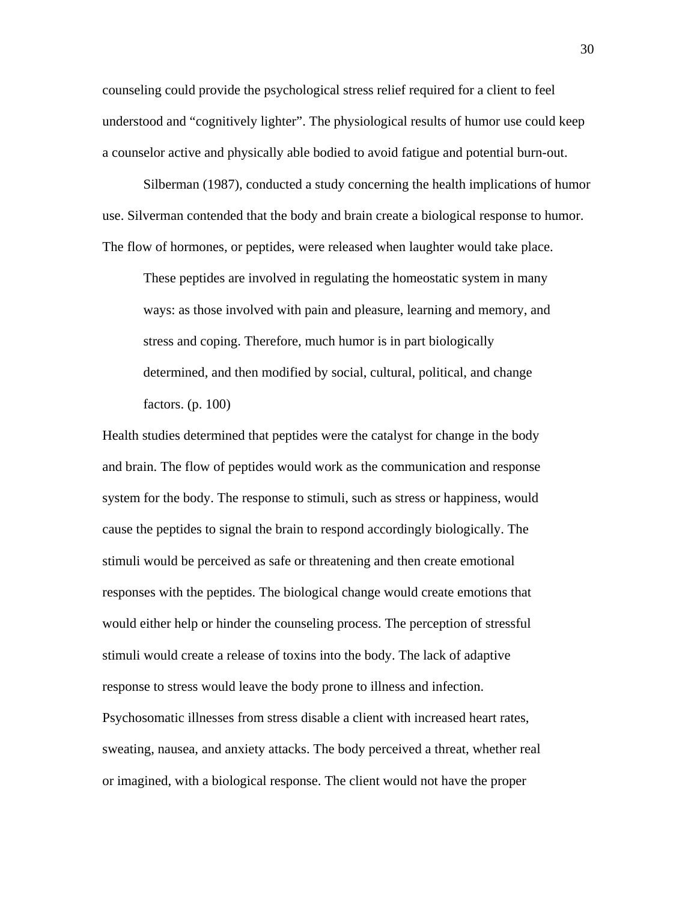counseling could provide the psychological stress relief required for a client to feel understood and "cognitively lighter". The physiological results of humor use could keep a counselor active and physically able bodied to avoid fatigue and potential burn-out.

Silberman (1987), conducted a study concerning the health implications of humor use. Silverman contended that the body and brain create a biological response to humor. The flow of hormones, or peptides, were released when laughter would take place.

> These peptides are involved in regulating the homeostatic system in many ways: as those involved with pain and pleasure, learning and memory, and stress and coping. Therefore, much humor is in part biologically determined, and then modified by social, cultural, political, and change factors. (p. 100)

Health studies determined that peptides were the catalyst for change in the body and brain. The flow of peptides would work as the communication and response system for the body. The response to stimuli, such as stress or happiness, would cause the peptides to signal the brain to respond accordingly biologically. The stimuli would be perceived as safe or threatening and then create emotional responses with the peptides. The biological change would create emotions that would either help or hinder the counseling process. The perception of stressful stimuli would create a release of toxins into the body. The lack of adaptive response to stress would leave the body prone to illness and infection. Psychosomatic illnesses from stress disable a client with increased heart rates, sweating, nausea, and anxiety attacks. The body perceived a threat, whether real or imagined, with a biological response. The client would not have the proper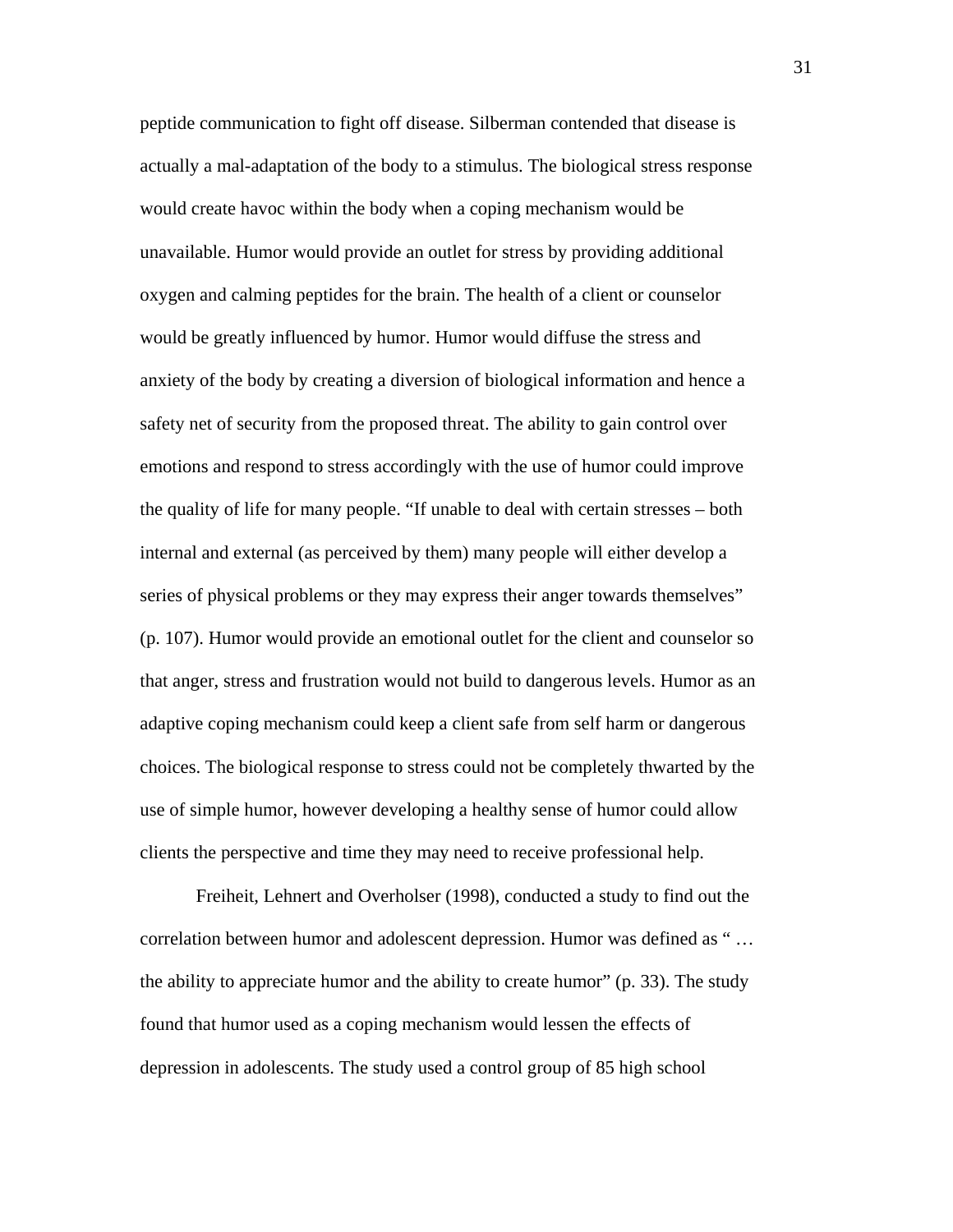peptide communication to fight off disease. Silberman contended that disease is actually a mal-adaptation of the body to a stimulus. The biological stress response would create havoc within the body when a coping mechanism would be unavailable. Humor would provide an outlet for stress by providing additional oxygen and calming peptides for the brain. The health of a client or counselor would be greatly influenced by humor. Humor would diffuse the stress and anxiety of the body by creating a diversion of biological information and hence a safety net of security from the proposed threat. The ability to gain control over emotions and respond to stress accordingly with the use of humor could improve the quality of life for many people. "If unable to deal with certain stresses – both internal and external (as perceived by them) many people will either develop a series of physical problems or they may express their anger towards themselves" (p. 107). Humor would provide an emotional outlet for the client and counselor so that anger, stress and frustration would not build to dangerous levels. Humor as an adaptive coping mechanism could keep a client safe from self harm or dangerous choices. The biological response to stress could not be completely thwarted by the use of simple humor, however developing a healthy sense of humor could allow clients the perspective and time they may need to receive professional help.

Freiheit, Lehnert and Overholser (1998), conducted a study to find out the correlation between humor and adolescent depression. Humor was defined as " … the ability to appreciate humor and the ability to create humor" (p. 33). The study found that humor used as a coping mechanism would lessen the effects of depression in adolescents. The study used a control group of 85 high school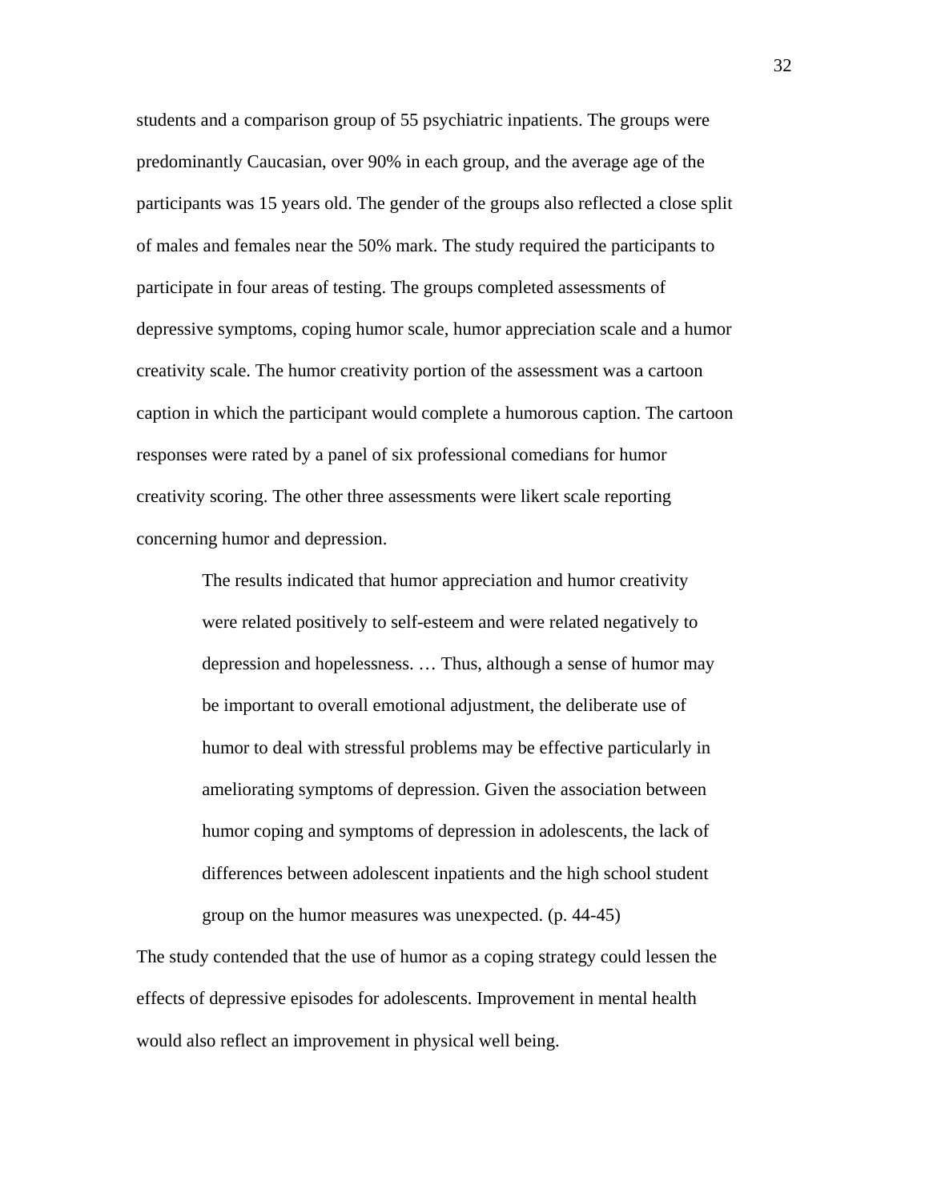students and a comparison group of 55 psychiatric inpatients. The groups were predominantly Caucasian, over 90% in each group, and the average age of the participants was 15 years old. The gender of the groups also reflected a close split of males and females near the 50% mark. The study required the participants to participate in four areas of testing. The groups completed assessments of depressive symptoms, coping humor scale, humor appreciation scale and a humor creativity scale. The humor creativity portion of the assessment was a cartoon caption in which the participant would complete a humorous caption. The cartoon responses were rated by a panel of six professional comedians for humor creativity scoring. The other three assessments were likert scale reporting concerning humor and depression.

> The results indicated that humor appreciation and humor creativity were related positively to self-esteem and were related negatively to depression and hopelessness. … Thus, although a sense of humor may be important to overall emotional adjustment, the deliberate use of humor to deal with stressful problems may be effective particularly in ameliorating symptoms of depression. Given the association between humor coping and symptoms of depression in adolescents, the lack of differences between adolescent inpatients and the high school student group on the humor measures was unexpected. (p. 44-45)

The study contended that the use of humor as a coping strategy could lessen the effects of depressive episodes for adolescents. Improvement in mental health would also reflect an improvement in physical well being.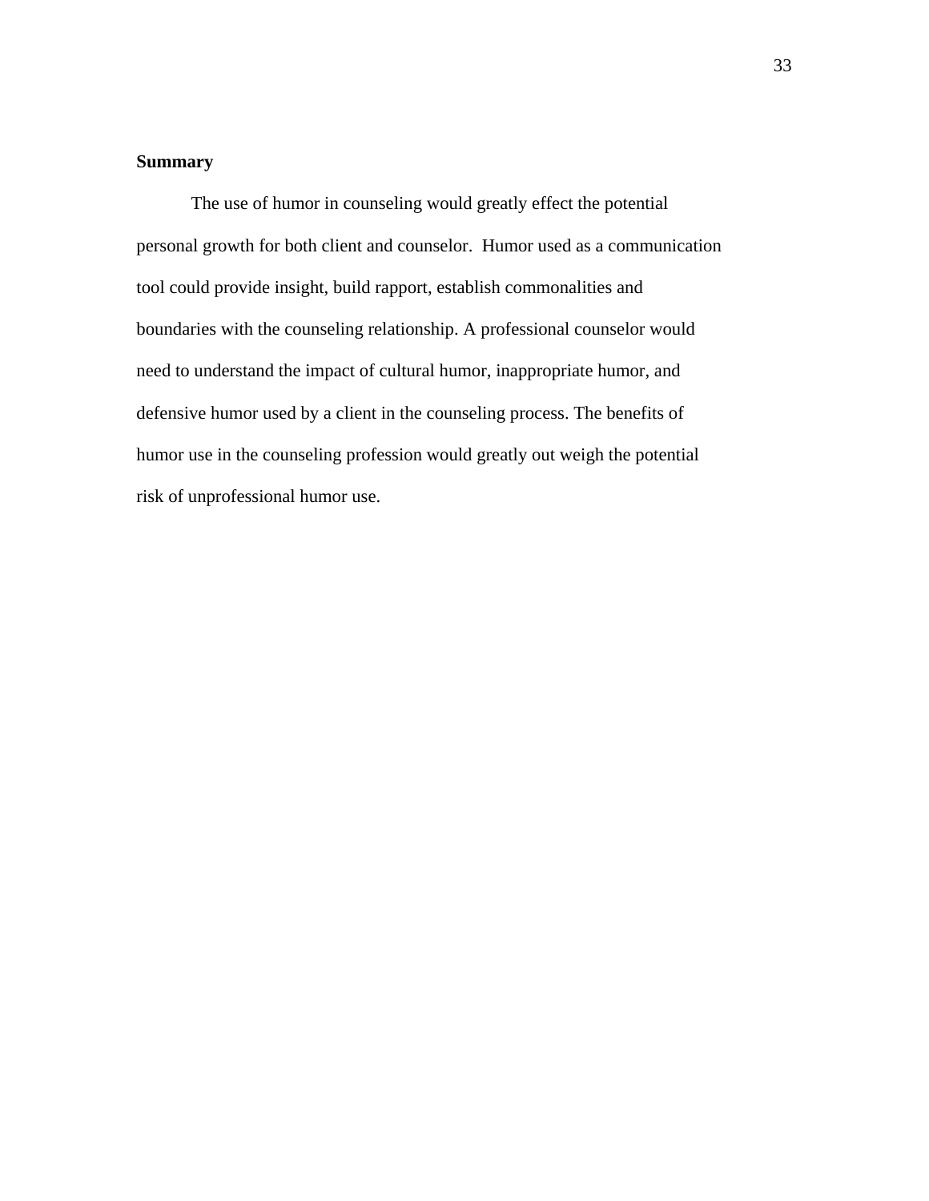**Summary**

The use of humor in counseling would greatly effect the potential personal growth for both client and counselor. Humor used as a communication tool could provide insight, build rapport, establish commonalities and boundaries with the counseling relationship. A professional counselor would need to understand the impact of cultural humor, inappropriate humor, and defensive humor used by a client in the counseling process. The benefits of humor use in the counseling profession would greatly out weigh the potential risk of unprofessional humor use.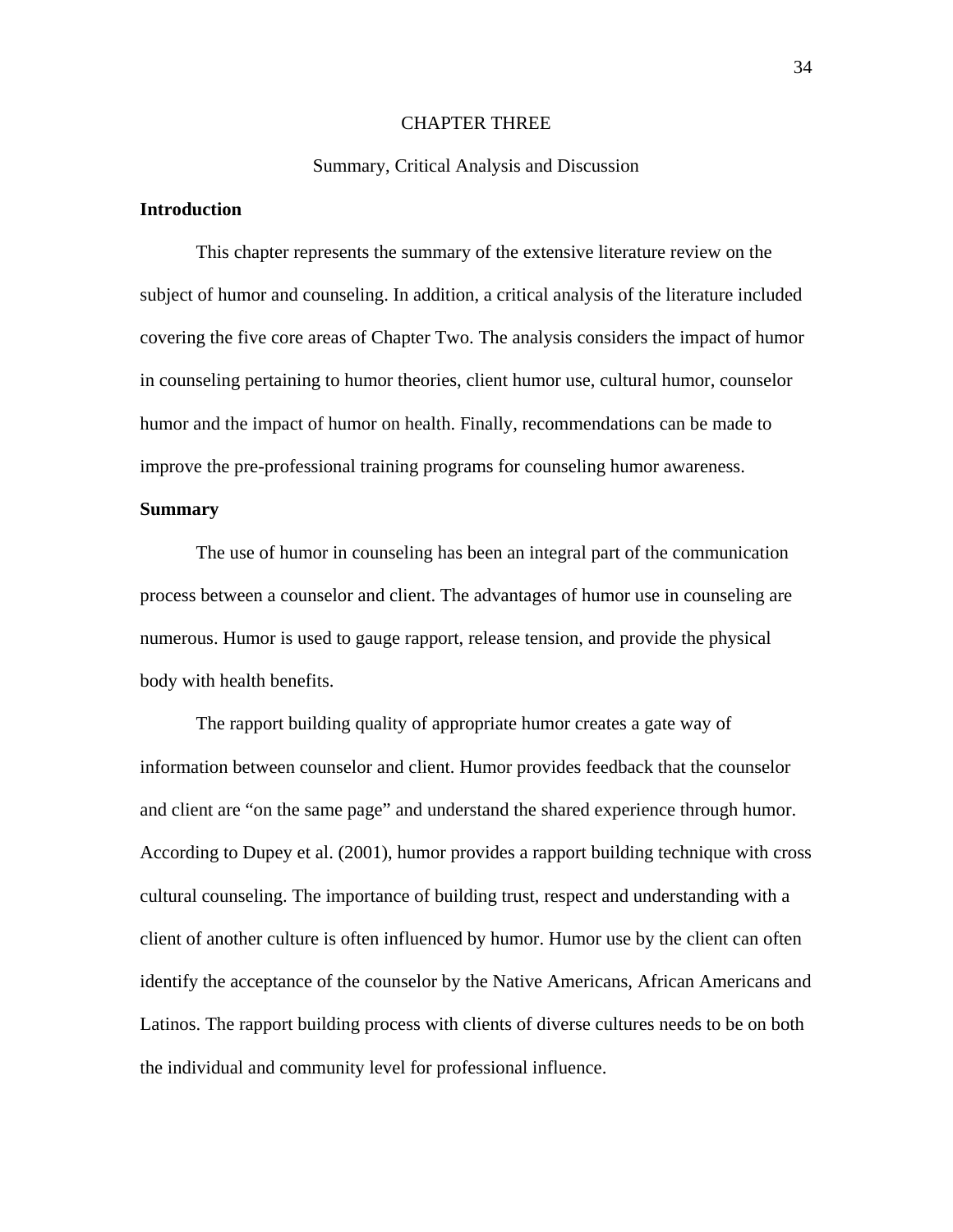# CHAPTER THREE

## Summary, Critical Analysis and Discussion

### Introduction

This chapter represents the summary of the extensive literature review on the subject of humor and counseling. In addition, a critical analysis of the literature included covering the five core areas of Chapter Two. The analysis considers the impact of humor in counseling pertaining to humor theories, client humor use, cultural humor, counselor humor and the impact of humor on health. Finally, recommendations can be made to improve the pre-professional training programs for counseling humor awareness.

### Summary

The use of humor in counseling has been an integral part of the communication process between a counselor and client. The advantages of humor use in counseling are numerous. Humor is used to gauge rapport, release tension, and provide the physical body with health benefits.

The rapport building quality of appropriate humor creates a gate way of information between counselor and client. Humor provides feedback that the counselor and client are "on the same page" and understand the shared experience through humor. According to Dupey et al. (2001), humor provides a rapport building technique with cross cultural counseling. The importance of building trust, respect and understanding with a client of another culture is often influenced by humor. Humor use by the client can often identify the acceptance of the counselor by the Native Americans, African Americans and Latinos. The rapport building process with clients of diverse cultures needs to be on both the individual and community level for professional influence.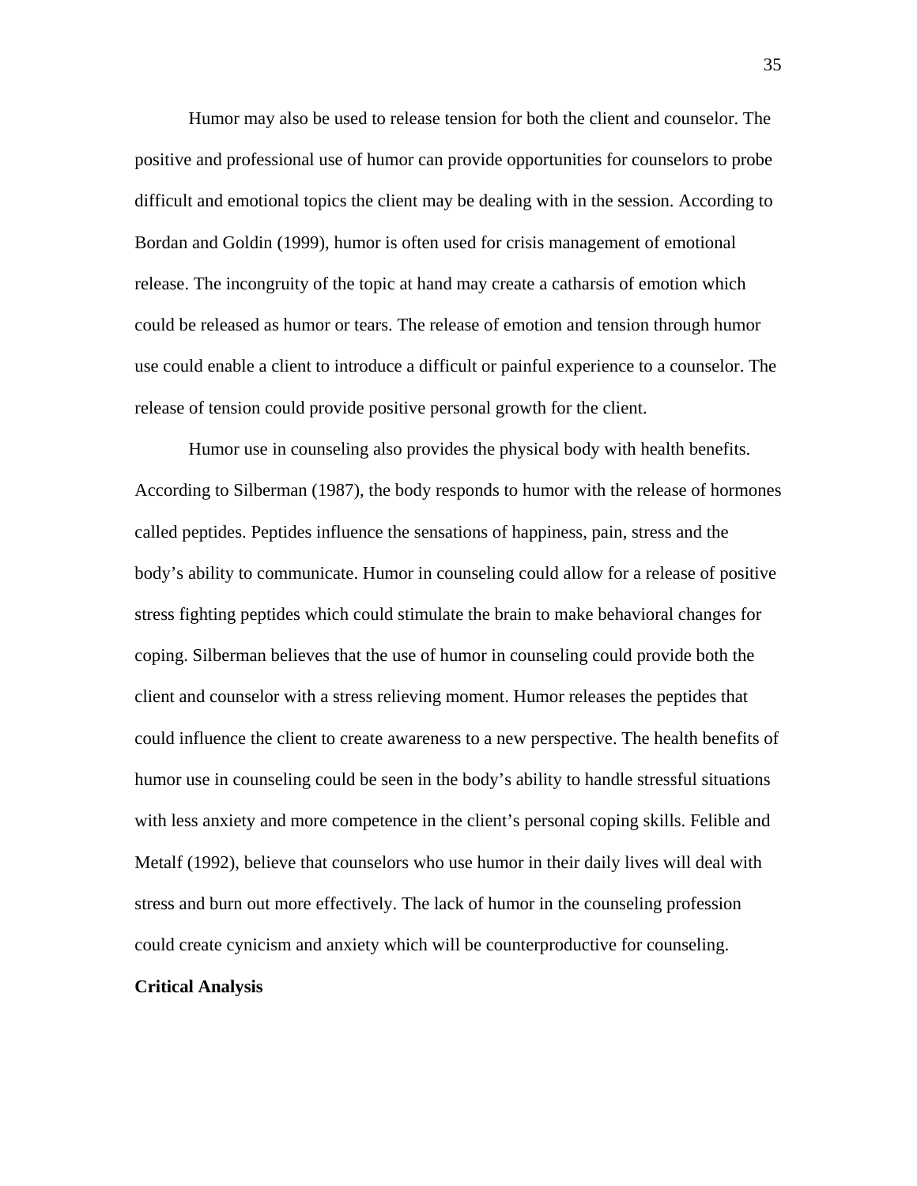Humor may also be used to release tension for both the client and counselor. The positive and professional use of humor can provide opportunities for counselors to probe difficult and emotional topics the client may be dealing with in the session. According to Bordan and Goldin (1999), humor is often used for crisis management of emotional release. The incongruity of the topic at hand may create a catharsis of emotion which could be released as humor or tears. The release of emotion and tension through humor use could enable a client to introduce a difficult or painful experience to a counselor. The release of tension could provide positive personal growth for the client.

Humor use in counseling also provides the physical body with health benefits. According to Silberman (1987), the body responds to humor with the release of hormones called peptides. Peptides influence the sensations of happiness, pain, stress and the body's ability to communicate. Humor in counseling could allow for a release of positive stress fighting peptides which could stimulate the brain to make behavioral changes for coping. Silberman believes that the use of humor in counseling could provide both the client and counselor with a stress relieving moment. Humor releases the peptides that could influence the client to create awareness to a new perspective. The health benefits of humor use in counseling could be seen in the body's ability to handle stressful situations with less anxiety and more competence in the client's personal coping skills. Felible and Metalf (1992), believe that counselors who use humor in their daily lives will deal with stress and burn out more effectively. The lack of humor in the counseling profession could create cynicism and anxiety which will be counterproductive for counseling.

**Critical Analysis**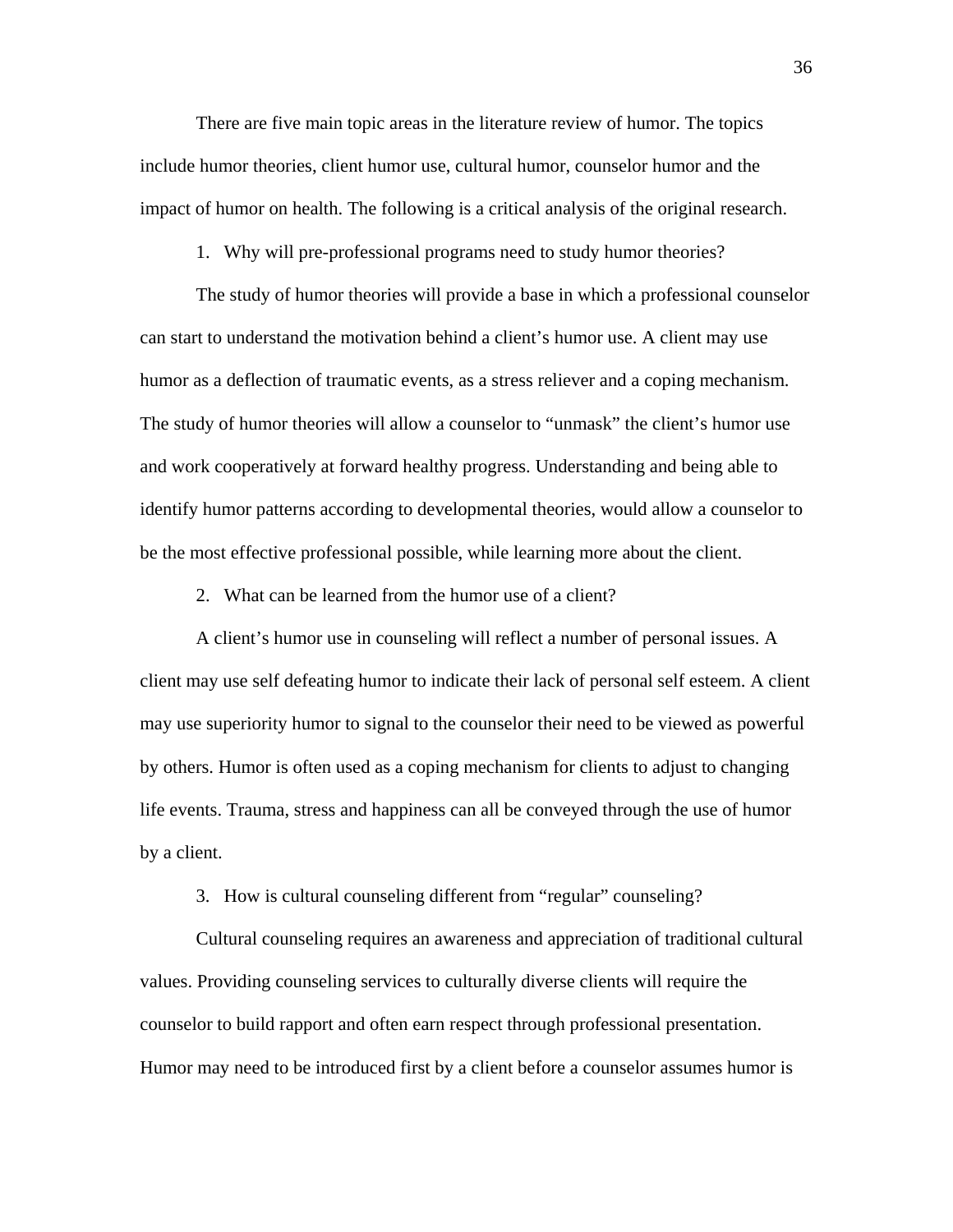There are five main topic areas in the literature review of humor. The topics include humor theories, client humor use, cultural humor, counselor humor and the impact of humor on health. The following is a critical analysis of the original research.

1. Why will pre-professional programs need to study humor theories?

The study of humor theories will provide a base in which a professional counselor can start to understand the motivation behind a client's humor use. A client may use humor as a deflection of traumatic events, as a stress reliever and a coping mechanism. The study of humor theories will allow a counselor to "unmask" the client's humor use and work cooperatively at forward healthy progress. Understanding and being able to identify humor patterns according to developmental theories, would allow a counselor to be the most effective professional possible, while learning more about the client.

2. What can be learned from the humor use of a client?

A client's humor use in counseling will reflect a number of personal issues. A client may use self defeating humor to indicate their lack of personal self esteem. A client may use superiority humor to signal to the counselor their need to be viewed as powerful by others. Humor is often used as a coping mechanism for clients to adjust to changing life events. Trauma, stress and happiness can all be conveyed through the use of humor by a client.

3. How is cultural counseling different from "regular" counseling?

Cultural counseling requires an awareness and appreciation of traditional cultural values. Providing counseling services to culturally diverse clients will require the counselor to build rapport and often earn respect through professional presentation. Humor may need to be introduced first by a client before a counselor assumes humor is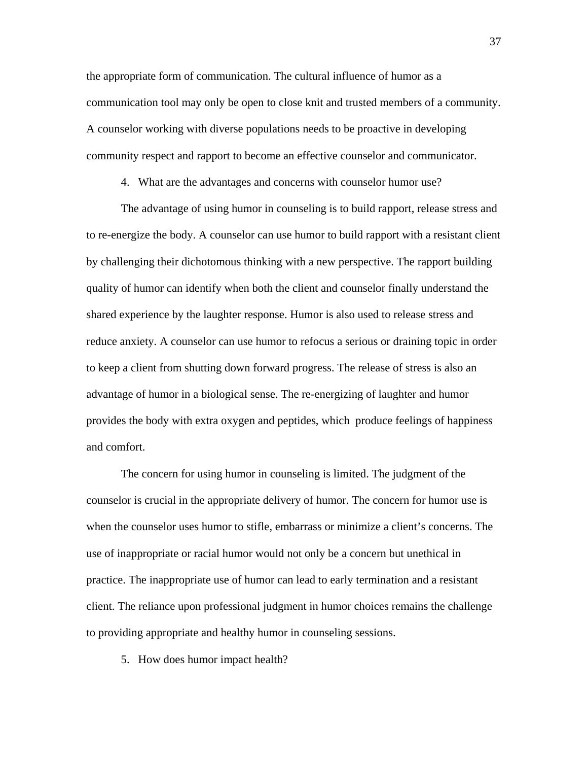the appropriate form of communication. The cultural influence of humor as a communication tool may only be open to close knit and trusted members of a community. A counselor working with diverse populations needs to be proactive in developing community respect and rapport to become an effective counselor and communicator.

4. What are the advantages and concerns with counselor humor use?

The advantage of using humor in counseling is to build rapport, release stress and to re-energize the body. A counselor can use humor to build rapport with a resistant client by challenging their dichotomous thinking with a new perspective. The rapport building quality of humor can identify when both the client and counselor finally understand the shared experience by the laughter response. Humor is also used to release stress and reduce anxiety. A counselor can use humor to refocus a serious or draining topic in order to keep a client from shutting down forward progress. The release of stress is also an advantage of humor in a biological sense. The re-energizing of laughter and humor provides the body with extra oxygen and peptides, which produce feelings of happiness and comfort.

The concern for using humor in counseling is limited. The judgment of the counselor is crucial in the appropriate delivery of humor. The concern for humor use is when the counselor uses humor to stifle, embarrass or minimize a client's concerns. The use of inappropriate or racial humor would not only be a concern but unethical in practice. The inappropriate use of humor can lead to early termination and a resistant client. The reliance upon professional judgment in humor choices remains the challenge to providing appropriate and healthy humor in counseling sessions.

5. How does humor impact health?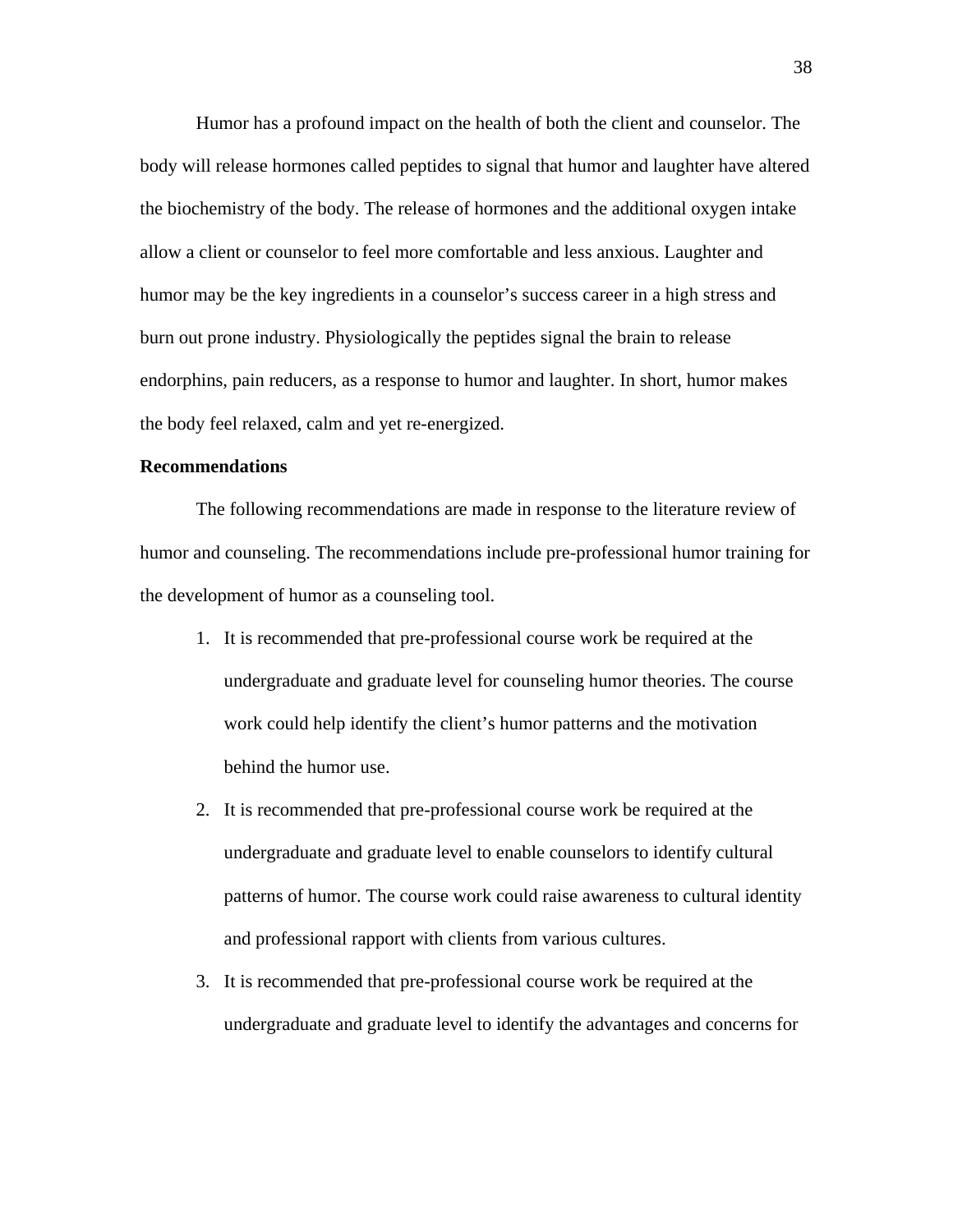Humor has a profound impact on the health of both the client and counselor. The body will release hormones called peptides to signal that humor and laughter have altered the biochemistry of the body. The release of hormones and the additional oxygen intake allow a client or counselor to feel more comfortable and less anxious. Laughter and humor may be the key ingredients in a counselor's success career in a high stress and burn out prone industry. Physiologically the peptides signal the brain to release endorphins, pain reducers, as a response to humor and laughter. In short, humor makes the body feel relaxed, calm and yet re-energized.

**Recommendations**

The following recommendations are made in response to the literature review of humor and counseling. The recommendations include pre-professional humor training for the development of humor as a counseling tool.

1. It is recommended that pre-professional course work be required at the undergraduate and graduate level for counseling humor theories. The course work could help identify the client's humor patterns and the motivation behind the humor use.
2. It is recommended that pre-professional course work be required at the undergraduate and graduate level to enable counselors to identify cultural patterns of humor. The course work could raise awareness to cultural identity and professional rapport with clients from various cultures.
3. It is recommended that pre-professional course work be required at the undergraduate and graduate level to identify the advantages and concerns for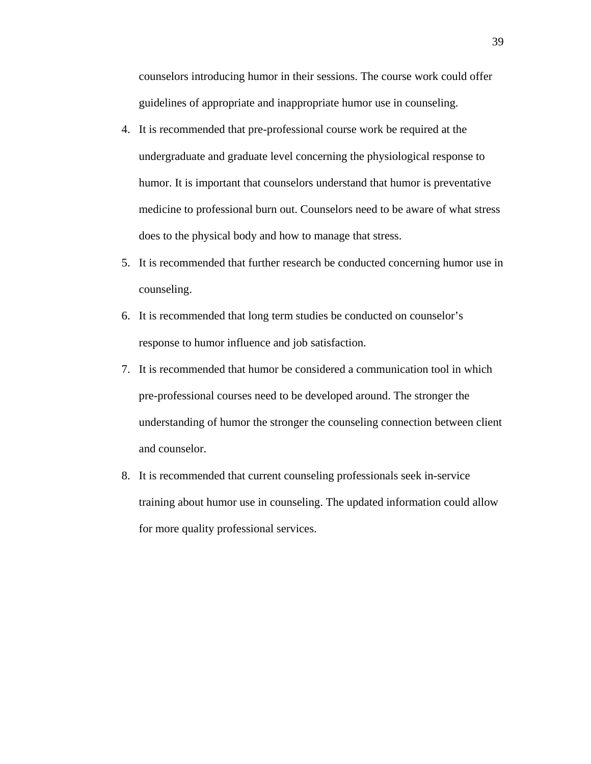counselors introducing humor in their sessions. The course work could offer guidelines of appropriate and inappropriate humor use in counseling.

4. It is recommended that pre-professional course work be required at the undergraduate and graduate level concerning the physiological response to humor. It is important that counselors understand that humor is preventative medicine to professional burn out. Counselors need to be aware of what stress does to the physical body and how to manage that stress.
5. It is recommended that further research be conducted concerning humor use in counseling.
6. It is recommended that long term studies be conducted on counselor's response to humor influence and job satisfaction.
7. It is recommended that humor be considered a communication tool in which pre-professional courses need to be developed around. The stronger the understanding of humor the stronger the counseling connection between client and counselor.
8. It is recommended that current counseling professionals seek in-service training about humor use in counseling. The updated information could allow for more quality professional services.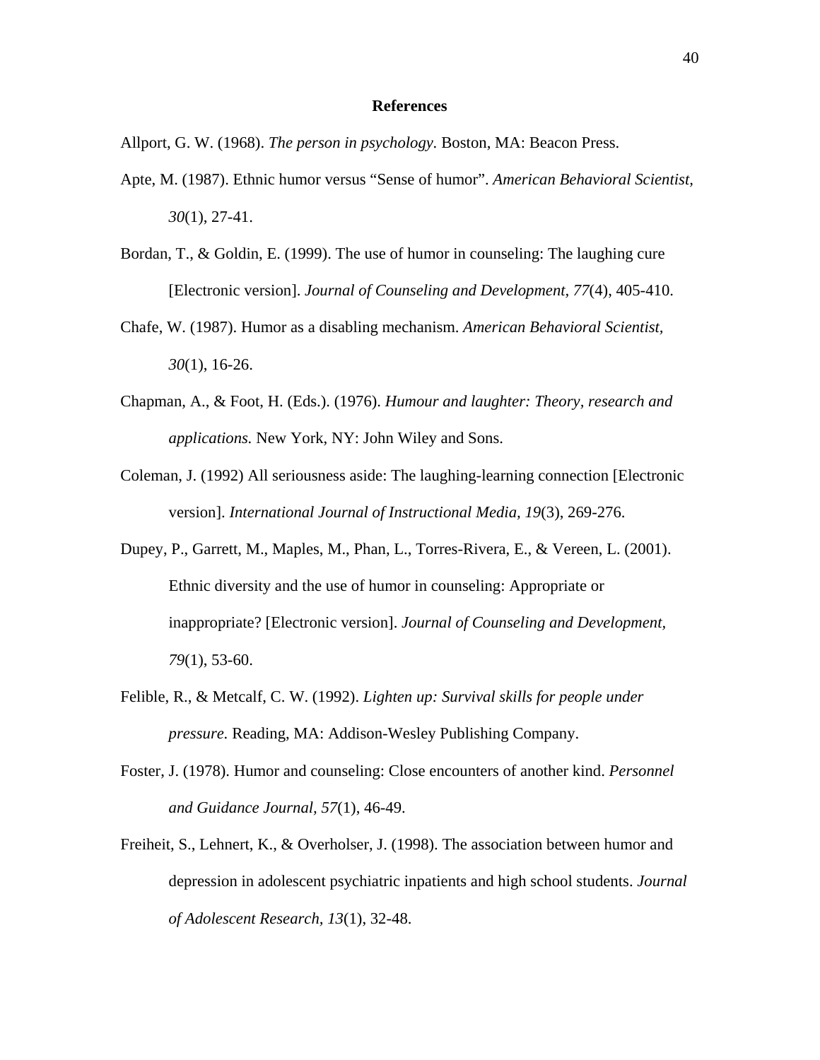# References

Allport, G. W. (1968). *The person in psychology.* Boston, MA: Beacon Press.

Apte, M. (1987). Ethnic humor versus "Sense of humor". *American Behavioral Scientist, 30*(1), 27-41.

Bordan, T., & Goldin, E. (1999). The use of humor in counseling: The laughing cure [Electronic version]. *Journal of Counseling and Development, 77*(4), 405-410.

Chafe, W. (1987). Humor as a disabling mechanism. *American Behavioral Scientist, 30*(1), 16-26.

Chapman, A., & Foot, H. (Eds.). (1976). *Humour and laughter: Theory, research and applications.* New York, NY: John Wiley and Sons.

Coleman, J. (1992) All seriousness aside: The laughing-learning connection [Electronic version]. *International Journal of Instructional Media, 19*(3), 269-276.

Dupey, P., Garrett, M., Maples, M., Phan, L., Torres-Rivera, E., & Vereen, L. (2001). Ethnic diversity and the use of humor in counseling: Appropriate or inappropriate? [Electronic version]. *Journal of Counseling and Development, 79*(1), 53-60.

Felible, R., & Metcalf, C. W. (1992). *Lighten up: Survival skills for people under pressure.* Reading, MA: Addison-Wesley Publishing Company.

Foster, J. (1978). Humor and counseling: Close encounters of another kind. *Personnel and Guidance Journal, 57*(1), 46-49.

Freiheit, S., Lehnert, K., & Overholser, J. (1998). The association between humor and depression in adolescent psychiatric inpatients and high school students. *Journal of Adolescent Research, 13*(1), 32-48.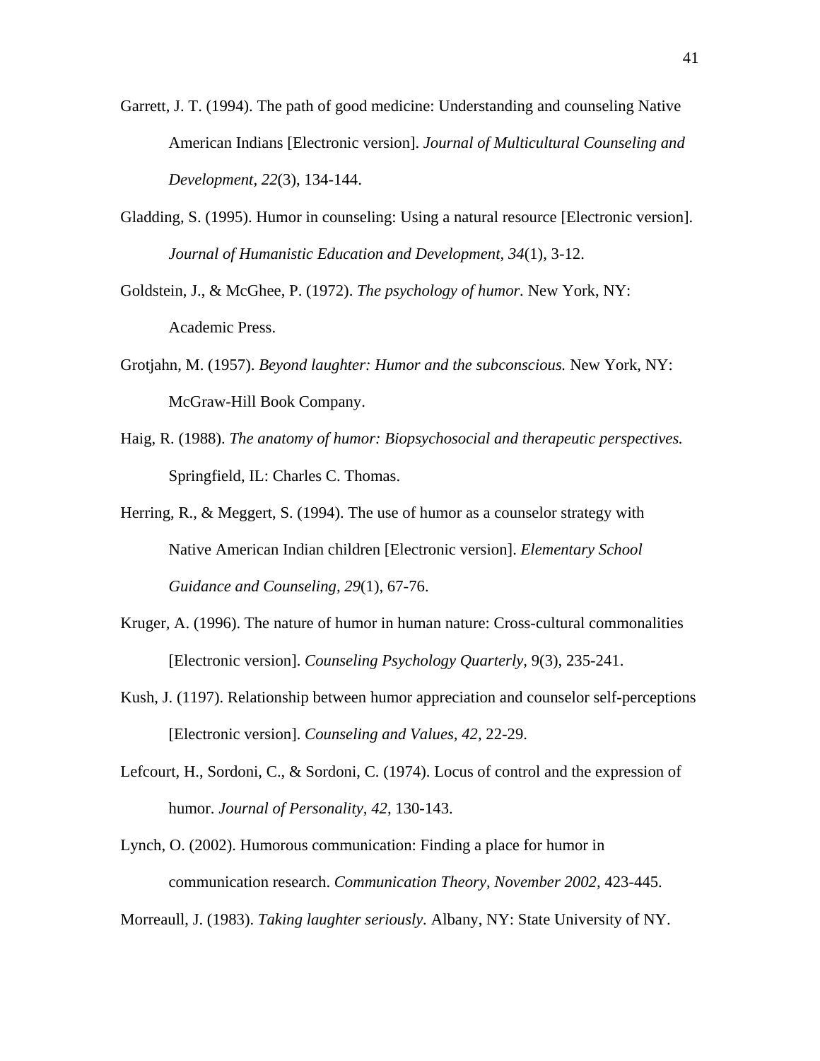Garrett, J. T. (1994). The path of good medicine: Understanding and counseling Native American Indians [Electronic version]. *Journal of Multicultural Counseling and Development, 22*(3), 134-144.

Gladding, S. (1995). Humor in counseling: Using a natural resource [Electronic version]. *Journal of Humanistic Education and Development, 34*(1), 3-12.

Goldstein, J., & McGhee, P. (1972). *The psychology of humor.* New York, NY: Academic Press.

Grotjahn, M. (1957). *Beyond laughter: Humor and the subconscious.* New York, NY: McGraw-Hill Book Company.

Haig, R. (1988). *The anatomy of humor: Biopsychosocial and therapeutic perspectives.* Springfield, IL: Charles C. Thomas.

Herring, R., & Meggert, S. (1994). The use of humor as a counselor strategy with Native American Indian children [Electronic version]. *Elementary School Guidance and Counseling, 29*(1), 67-76.

Kruger, A. (1996). The nature of humor in human nature: Cross-cultural commonalities [Electronic version]. *Counseling Psychology Quarterly,* 9(3), 235-241.

Kush, J. (1197). Relationship between humor appreciation and counselor self-perceptions [Electronic version]. *Counseling and Values, 42,* 22-29.

Lefcourt, H., Sordoni, C., & Sordoni, C. (1974). Locus of control and the expression of humor. *Journal of Personality, 42,* 130-143.

Lynch, O. (2002). Humorous communication: Finding a place for humor in communication research. *Communication Theory, November 2002,* 423-445.

Morreaull, J. (1983). *Taking laughter seriously.* Albany, NY: State University of NY.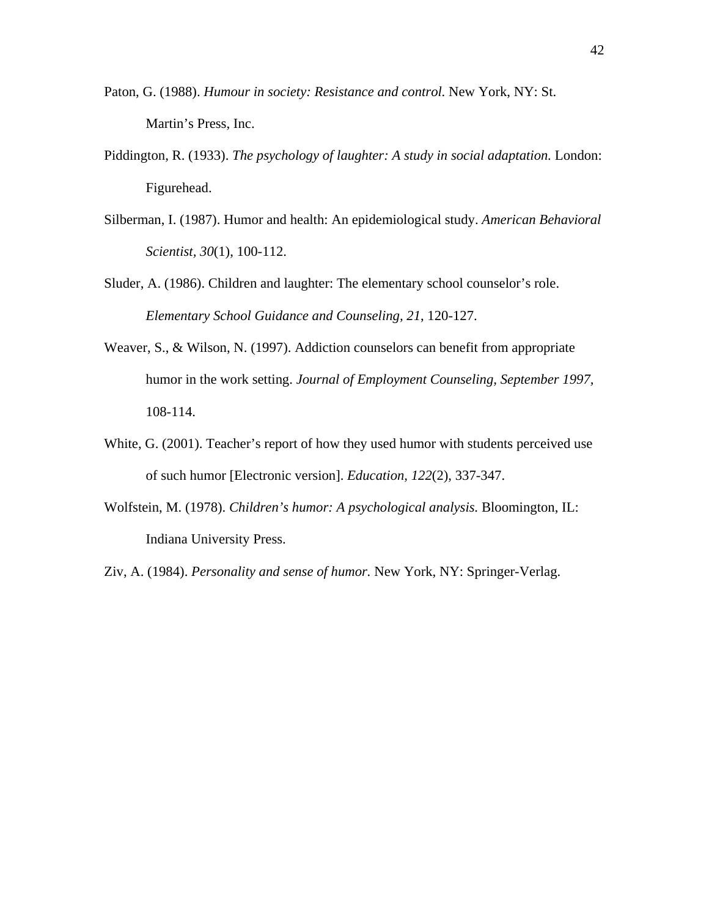Paton, G. (1988). *Humour in society: Resistance and control.* New York, NY: St. Martin's Press, Inc.

Piddington, R. (1933). *The psychology of laughter: A study in social adaptation.* London: Figurehead.

Silberman, I. (1987). Humor and health: An epidemiological study. *American Behavioral Scientist, 30*(1), 100-112.

Sluder, A. (1986). Children and laughter: The elementary school counselor's role. *Elementary School Guidance and Counseling, 21*, 120-127.

Weaver, S., & Wilson, N. (1997). Addiction counselors can benefit from appropriate humor in the work setting. *Journal of Employment Counseling, September 1997*, 108-114.

White, G. (2001). Teacher's report of how they used humor with students perceived use of such humor [Electronic version]. *Education, 122*(2), 337-347.

Wolfstein, M. (1978). *Children's humor: A psychological analysis.* Bloomington, IL: Indiana University Press.

Ziv, A. (1984). *Personality and sense of humor.* New York, NY: Springer-Verlag.